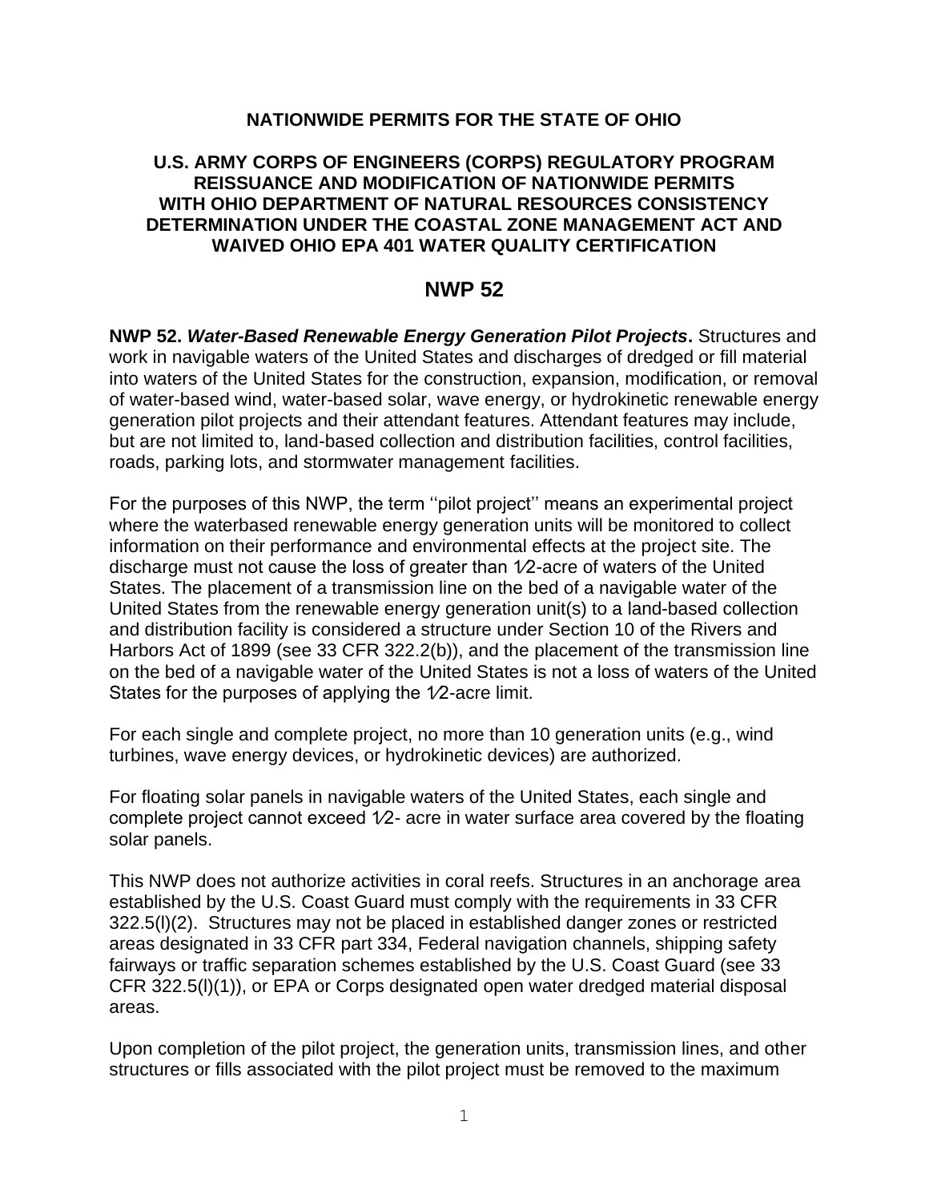**NATIONWIDE PERMITS FOR THE STATE OF OHIO**

**U.S. ARMY CORPS OF ENGINEERS (CORPS) REGULATORY PROGRAM REISSUANCE AND MODIFICATION OF NATIONWIDE PERMITS WITH OHIO DEPARTMENT OF NATURAL RESOURCES CONSISTENCY DETERMINATION UNDER THE COASTAL ZONE MANAGEMENT ACT AND WAIVED OHIO EPA 401 WATER QUALITY CERTIFICATION**

## NWP 52

**NWP 52. *Water-Based Renewable Energy Generation Pilot Projects*.** Structures and work in navigable waters of the United States and discharges of dredged or fill material into waters of the United States for the construction, expansion, modification, or removal of water-based wind, water-based solar, wave energy, or hydrokinetic renewable energy generation pilot projects and their attendant features. Attendant features may include, but are not limited to, land-based collection and distribution facilities, control facilities, roads, parking lots, and stormwater management facilities.

For the purposes of this NWP, the term ''pilot project'' means an experimental project where the waterbased renewable energy generation units will be monitored to collect information on their performance and environmental effects at the project site. The discharge must not cause the loss of greater than 1⁄2-acre of waters of the United States. The placement of a transmission line on the bed of a navigable water of the United States from the renewable energy generation unit(s) to a land-based collection and distribution facility is considered a structure under Section 10 of the Rivers and Harbors Act of 1899 (see 33 CFR 322.2(b)), and the placement of the transmission line on the bed of a navigable water of the United States is not a loss of waters of the United States for the purposes of applying the 1⁄2-acre limit.

For each single and complete project, no more than 10 generation units (e.g., wind turbines, wave energy devices, or hydrokinetic devices) are authorized.

For floating solar panels in navigable waters of the United States, each single and complete project cannot exceed 1⁄2- acre in water surface area covered by the floating solar panels.

This NWP does not authorize activities in coral reefs. Structures in an anchorage area established by the U.S. Coast Guard must comply with the requirements in 33 CFR 322.5(l)(2). Structures may not be placed in established danger zones or restricted areas designated in 33 CFR part 334, Federal navigation channels, shipping safety fairways or traffic separation schemes established by the U.S. Coast Guard (see 33 CFR 322.5(l)(1)), or EPA or Corps designated open water dredged material disposal areas.

Upon completion of the pilot project, the generation units, transmission lines, and other structures or fills associated with the pilot project must be removed to the maximum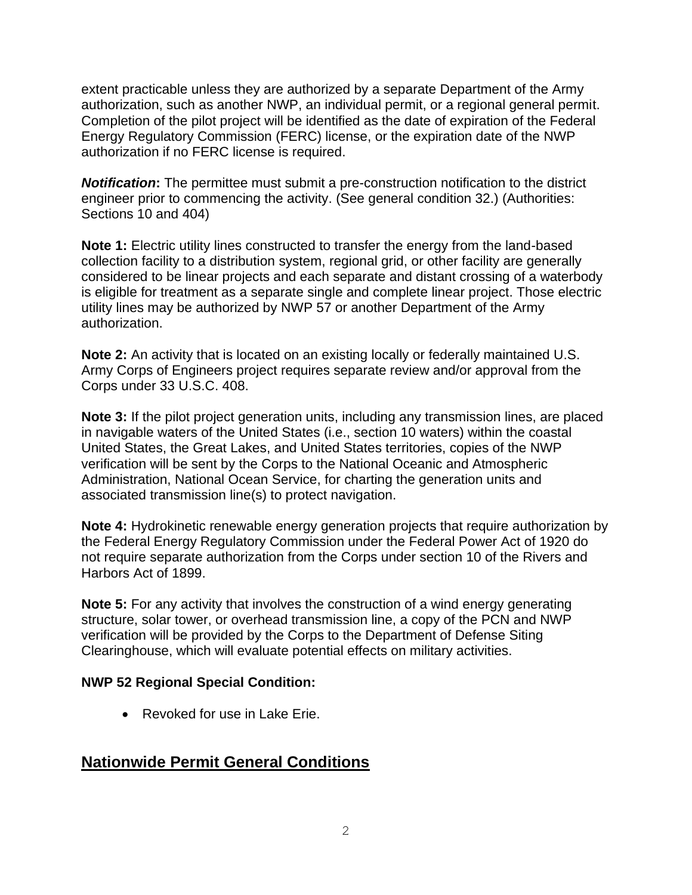extent practicable unless they are authorized by a separate Department of the Army authorization, such as another NWP, an individual permit, or a regional general permit. Completion of the pilot project will be identified as the date of expiration of the Federal Energy Regulatory Commission (FERC) license, or the expiration date of the NWP authorization if no FERC license is required.

***Notification*:** The permittee must submit a pre-construction notification to the district engineer prior to commencing the activity. (See general condition 32.) (Authorities: Sections 10 and 404)

**Note 1:** Electric utility lines constructed to transfer the energy from the land-based collection facility to a distribution system, regional grid, or other facility are generally considered to be linear projects and each separate and distant crossing of a waterbody is eligible for treatment as a separate single and complete linear project. Those electric utility lines may be authorized by NWP 57 or another Department of the Army authorization.

**Note 2:** An activity that is located on an existing locally or federally maintained U.S. Army Corps of Engineers project requires separate review and/or approval from the Corps under 33 U.S.C. 408.

**Note 3:** If the pilot project generation units, including any transmission lines, are placed in navigable waters of the United States (i.e., section 10 waters) within the coastal United States, the Great Lakes, and United States territories, copies of the NWP verification will be sent by the Corps to the National Oceanic and Atmospheric Administration, National Ocean Service, for charting the generation units and associated transmission line(s) to protect navigation.

**Note 4:** Hydrokinetic renewable energy generation projects that require authorization by the Federal Energy Regulatory Commission under the Federal Power Act of 1920 do not require separate authorization from the Corps under section 10 of the Rivers and Harbors Act of 1899.

**Note 5:** For any activity that involves the construction of a wind energy generating structure, solar tower, or overhead transmission line, a copy of the PCN and NWP verification will be provided by the Corps to the Department of Defense Siting Clearinghouse, which will evaluate potential effects on military activities.

**NWP 52 Regional Special Condition:**

- Revoked for use in Lake Erie.

## Nationwide Permit General Conditions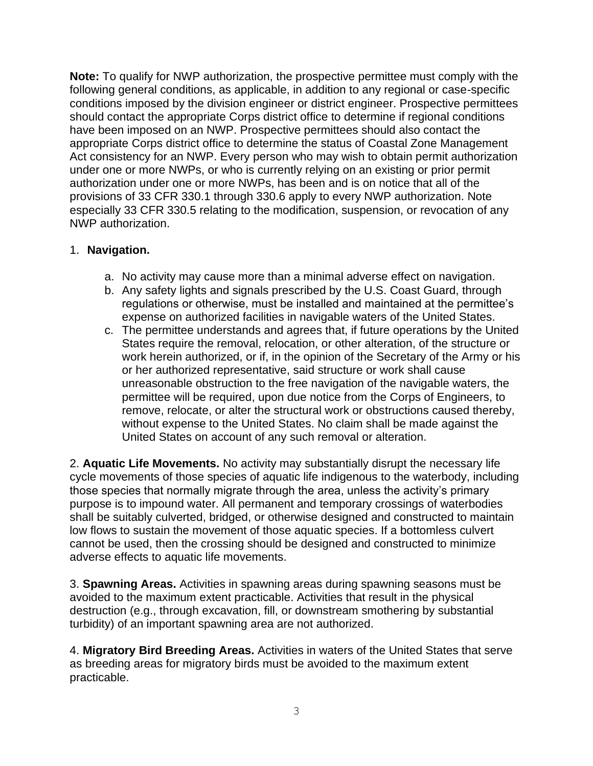**Note:** To qualify for NWP authorization, the prospective permittee must comply with the following general conditions, as applicable, in addition to any regional or case-specific conditions imposed by the division engineer or district engineer. Prospective permittees should contact the appropriate Corps district office to determine if regional conditions have been imposed on an NWP. Prospective permittees should also contact the appropriate Corps district office to determine the status of Coastal Zone Management Act consistency for an NWP. Every person who may wish to obtain permit authorization under one or more NWPs, or who is currently relying on an existing or prior permit authorization under one or more NWPs, has been and is on notice that all of the provisions of 33 CFR 330.1 through 330.6 apply to every NWP authorization. Note especially 33 CFR 330.5 relating to the modification, suspension, or revocation of any NWP authorization.

1. **Navigation.**

   a. No activity may cause more than a minimal adverse effect on navigation.
   b. Any safety lights and signals prescribed by the U.S. Coast Guard, through regulations or otherwise, must be installed and maintained at the permittee's expense on authorized facilities in navigable waters of the United States.
   c. The permittee understands and agrees that, if future operations by the United States require the removal, relocation, or other alteration, of the structure or work herein authorized, or if, in the opinion of the Secretary of the Army or his or her authorized representative, said structure or work shall cause unreasonable obstruction to the free navigation of the navigable waters, the permittee will be required, upon due notice from the Corps of Engineers, to remove, relocate, or alter the structural work or obstructions caused thereby, without expense to the United States. No claim shall be made against the United States on account of any such removal or alteration.

2. **Aquatic Life Movements.** No activity may substantially disrupt the necessary life cycle movements of those species of aquatic life indigenous to the waterbody, including those species that normally migrate through the area, unless the activity's primary purpose is to impound water. All permanent and temporary crossings of waterbodies shall be suitably culverted, bridged, or otherwise designed and constructed to maintain low flows to sustain the movement of those aquatic species. If a bottomless culvert cannot be used, then the crossing should be designed and constructed to minimize adverse effects to aquatic life movements.

3. **Spawning Areas.** Activities in spawning areas during spawning seasons must be avoided to the maximum extent practicable. Activities that result in the physical destruction (e.g., through excavation, fill, or downstream smothering by substantial turbidity) of an important spawning area are not authorized.

4. **Migratory Bird Breeding Areas.** Activities in waters of the United States that serve as breeding areas for migratory birds must be avoided to the maximum extent practicable.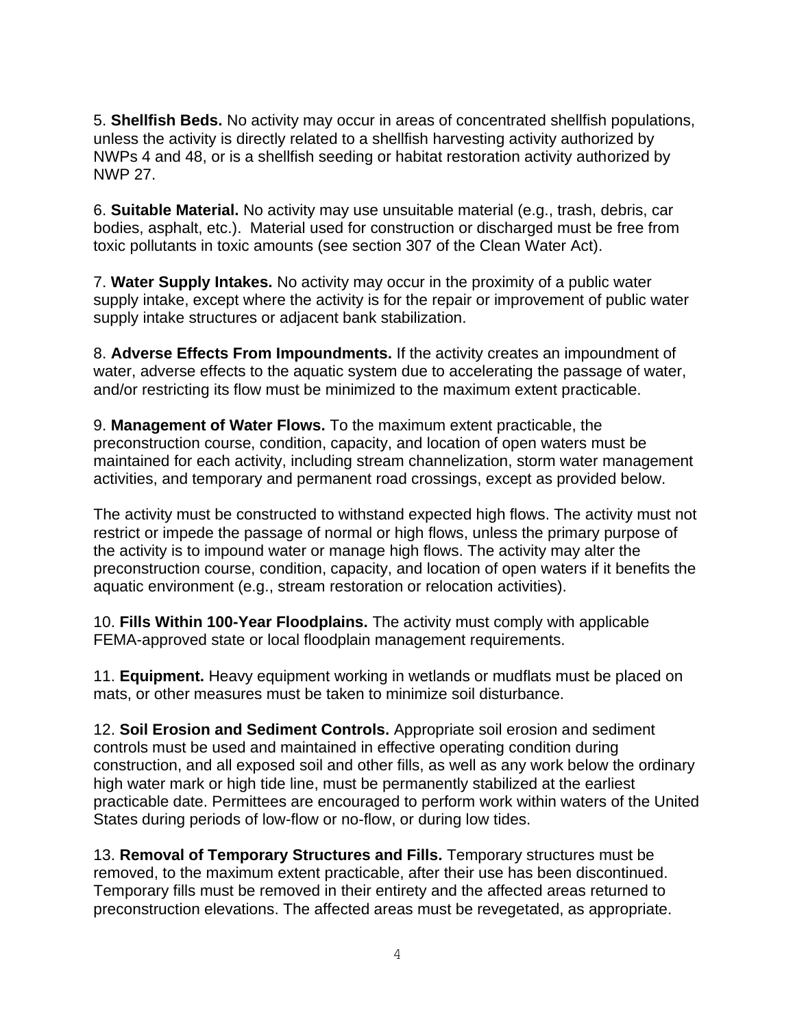5. **Shellfish Beds.** No activity may occur in areas of concentrated shellfish populations, unless the activity is directly related to a shellfish harvesting activity authorized by NWPs 4 and 48, or is a shellfish seeding or habitat restoration activity authorized by NWP 27.

6. **Suitable Material.** No activity may use unsuitable material (e.g., trash, debris, car bodies, asphalt, etc.). Material used for construction or discharged must be free from toxic pollutants in toxic amounts (see section 307 of the Clean Water Act).

7. **Water Supply Intakes.** No activity may occur in the proximity of a public water supply intake, except where the activity is for the repair or improvement of public water supply intake structures or adjacent bank stabilization.

8. **Adverse Effects From Impoundments.** If the activity creates an impoundment of water, adverse effects to the aquatic system due to accelerating the passage of water, and/or restricting its flow must be minimized to the maximum extent practicable.

9. **Management of Water Flows.** To the maximum extent practicable, the preconstruction course, condition, capacity, and location of open waters must be maintained for each activity, including stream channelization, storm water management activities, and temporary and permanent road crossings, except as provided below.

The activity must be constructed to withstand expected high flows. The activity must not restrict or impede the passage of normal or high flows, unless the primary purpose of the activity is to impound water or manage high flows. The activity may alter the preconstruction course, condition, capacity, and location of open waters if it benefits the aquatic environment (e.g., stream restoration or relocation activities).

10. **Fills Within 100-Year Floodplains.** The activity must comply with applicable FEMA-approved state or local floodplain management requirements.

11. **Equipment.** Heavy equipment working in wetlands or mudflats must be placed on mats, or other measures must be taken to minimize soil disturbance.

12. **Soil Erosion and Sediment Controls.** Appropriate soil erosion and sediment controls must be used and maintained in effective operating condition during construction, and all exposed soil and other fills, as well as any work below the ordinary high water mark or high tide line, must be permanently stabilized at the earliest practicable date. Permittees are encouraged to perform work within waters of the United States during periods of low-flow or no-flow, or during low tides.

13. **Removal of Temporary Structures and Fills.** Temporary structures must be removed, to the maximum extent practicable, after their use has been discontinued. Temporary fills must be removed in their entirety and the affected areas returned to preconstruction elevations. The affected areas must be revegetated, as appropriate.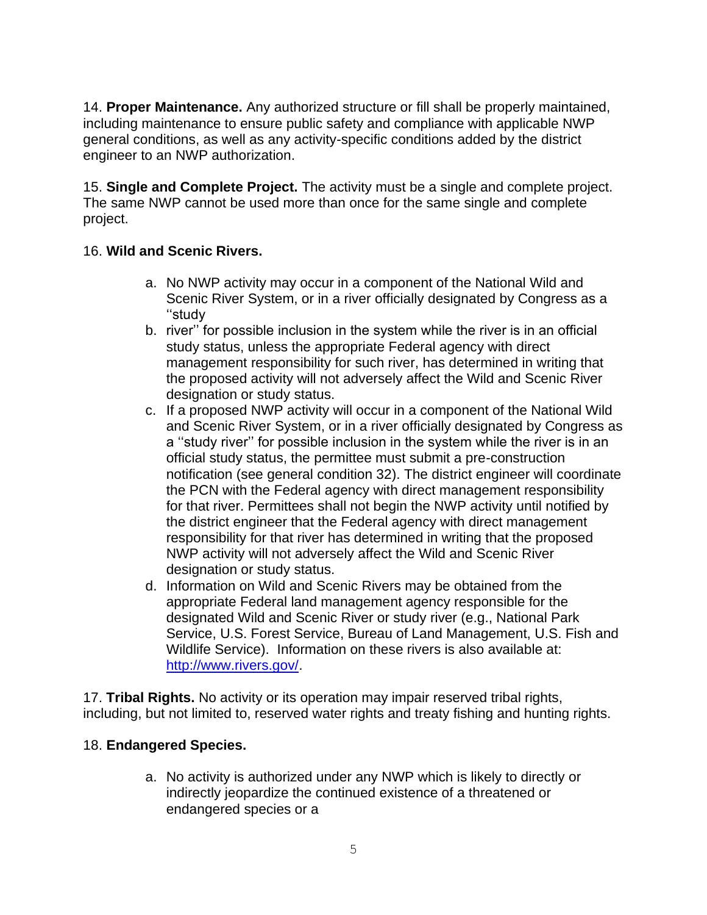14. **Proper Maintenance.** Any authorized structure or fill shall be properly maintained, including maintenance to ensure public safety and compliance with applicable NWP general conditions, as well as any activity-specific conditions added by the district engineer to an NWP authorization.

15. **Single and Complete Project.** The activity must be a single and complete project. The same NWP cannot be used more than once for the same single and complete project.

16. **Wild and Scenic Rivers.**

a. No NWP activity may occur in a component of the National Wild and Scenic River System, or in a river officially designated by Congress as a ''study
b. river'' for possible inclusion in the system while the river is in an official study status, unless the appropriate Federal agency with direct management responsibility for such river, has determined in writing that the proposed activity will not adversely affect the Wild and Scenic River designation or study status.
c. If a proposed NWP activity will occur in a component of the National Wild and Scenic River System, or in a river officially designated by Congress as a ''study river'' for possible inclusion in the system while the river is in an official study status, the permittee must submit a pre-construction notification (see general condition 32). The district engineer will coordinate the PCN with the Federal agency with direct management responsibility for that river. Permittees shall not begin the NWP activity until notified by the district engineer that the Federal agency with direct management responsibility for that river has determined in writing that the proposed NWP activity will not adversely affect the Wild and Scenic River designation or study status.
d. Information on Wild and Scenic Rivers may be obtained from the appropriate Federal land management agency responsible for the designated Wild and Scenic River or study river (e.g., National Park Service, U.S. Forest Service, Bureau of Land Management, U.S. Fish and Wildlife Service). Information on these rivers is also available at: [http://www.rivers.gov/](http://www.rivers.gov/).

17. **Tribal Rights.** No activity or its operation may impair reserved tribal rights, including, but not limited to, reserved water rights and treaty fishing and hunting rights.

18. **Endangered Species.**

a. No activity is authorized under any NWP which is likely to directly or indirectly jeopardize the continued existence of a threatened or endangered species or a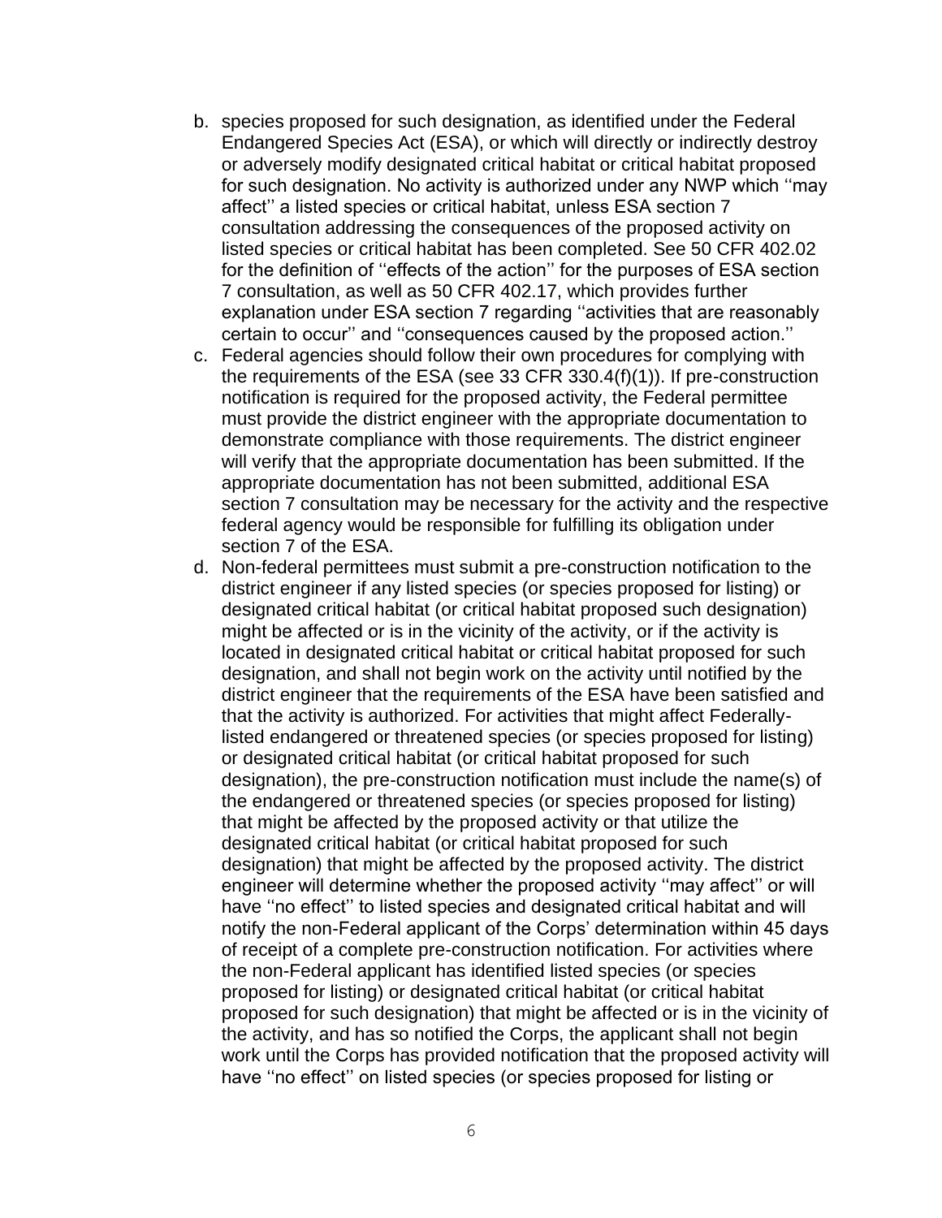b. species proposed for such designation, as identified under the Federal Endangered Species Act (ESA), or which will directly or indirectly destroy or adversely modify designated critical habitat or critical habitat proposed for such designation. No activity is authorized under any NWP which ''may affect'' a listed species or critical habitat, unless ESA section 7 consultation addressing the consequences of the proposed activity on listed species or critical habitat has been completed. See 50 CFR 402.02 for the definition of ''effects of the action'' for the purposes of ESA section 7 consultation, as well as 50 CFR 402.17, which provides further explanation under ESA section 7 regarding ''activities that are reasonably certain to occur'' and ''consequences caused by the proposed action.''

c. Federal agencies should follow their own procedures for complying with the requirements of the ESA (see 33 CFR 330.4(f)(1)). If pre-construction notification is required for the proposed activity, the Federal permittee must provide the district engineer with the appropriate documentation to demonstrate compliance with those requirements. The district engineer will verify that the appropriate documentation has been submitted. If the appropriate documentation has not been submitted, additional ESA section 7 consultation may be necessary for the activity and the respective federal agency would be responsible for fulfilling its obligation under section 7 of the ESA.

d. Non-federal permittees must submit a pre-construction notification to the district engineer if any listed species (or species proposed for listing) or designated critical habitat (or critical habitat proposed such designation) might be affected or is in the vicinity of the activity, or if the activity is located in designated critical habitat or critical habitat proposed for such designation, and shall not begin work on the activity until notified by the district engineer that the requirements of the ESA have been satisfied and that the activity is authorized. For activities that might affect Federally-listed endangered or threatened species (or species proposed for listing) or designated critical habitat (or critical habitat proposed for such designation), the pre-construction notification must include the name(s) of the endangered or threatened species (or species proposed for listing) that might be affected by the proposed activity or that utilize the designated critical habitat (or critical habitat proposed for such designation) that might be affected by the proposed activity. The district engineer will determine whether the proposed activity ''may affect'' or will have ''no effect'' to listed species and designated critical habitat and will notify the non-Federal applicant of the Corps' determination within 45 days of receipt of a complete pre-construction notification. For activities where the non-Federal applicant has identified listed species (or species proposed for listing) or designated critical habitat (or critical habitat proposed for such designation) that might be affected or is in the vicinity of the activity, and has so notified the Corps, the applicant shall not begin work until the Corps has provided notification that the proposed activity will have ''no effect'' on listed species (or species proposed for listing or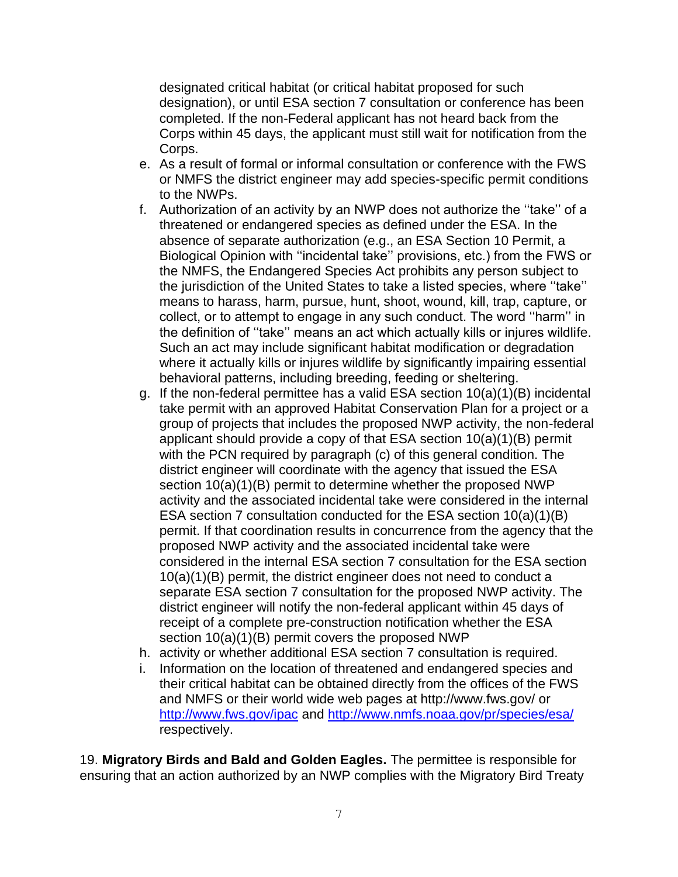designated critical habitat (or critical habitat proposed for such designation), or until ESA section 7 consultation or conference has been completed. If the non-Federal applicant has not heard back from the Corps within 45 days, the applicant must still wait for notification from the Corps.

e. As a result of formal or informal consultation or conference with the FWS or NMFS the district engineer may add species-specific permit conditions to the NWPs.
f. Authorization of an activity by an NWP does not authorize the ''take'' of a threatened or endangered species as defined under the ESA. In the absence of separate authorization (e.g., an ESA Section 10 Permit, a Biological Opinion with ''incidental take'' provisions, etc.) from the FWS or the NMFS, the Endangered Species Act prohibits any person subject to the jurisdiction of the United States to take a listed species, where ''take'' means to harass, harm, pursue, hunt, shoot, wound, kill, trap, capture, or collect, or to attempt to engage in any such conduct. The word ''harm'' in the definition of ''take'' means an act which actually kills or injures wildlife. Such an act may include significant habitat modification or degradation where it actually kills or injures wildlife by significantly impairing essential behavioral patterns, including breeding, feeding or sheltering.
g. If the non-federal permittee has a valid ESA section 10(a)(1)(B) incidental take permit with an approved Habitat Conservation Plan for a project or a group of projects that includes the proposed NWP activity, the non-federal applicant should provide a copy of that ESA section 10(a)(1)(B) permit with the PCN required by paragraph (c) of this general condition. The district engineer will coordinate with the agency that issued the ESA section 10(a)(1)(B) permit to determine whether the proposed NWP activity and the associated incidental take were considered in the internal ESA section 7 consultation conducted for the ESA section 10(a)(1)(B) permit. If that coordination results in concurrence from the agency that the proposed NWP activity and the associated incidental take were considered in the internal ESA section 7 consultation for the ESA section 10(a)(1)(B) permit, the district engineer does not need to conduct a separate ESA section 7 consultation for the proposed NWP activity. The district engineer will notify the non-federal applicant within 45 days of receipt of a complete pre-construction notification whether the ESA section 10(a)(1)(B) permit covers the proposed NWP
h. activity or whether additional ESA section 7 consultation is required.
i. Information on the location of threatened and endangered species and their critical habitat can be obtained directly from the offices of the FWS and NMFS or their world wide web pages at http://www.fws.gov/ or http://www.fws.gov/ipac and http://www.nmfs.noaa.gov/pr/species/esa/ respectively.

19. **Migratory Birds and Bald and Golden Eagles.** The permittee is responsible for ensuring that an action authorized by an NWP complies with the Migratory Bird Treaty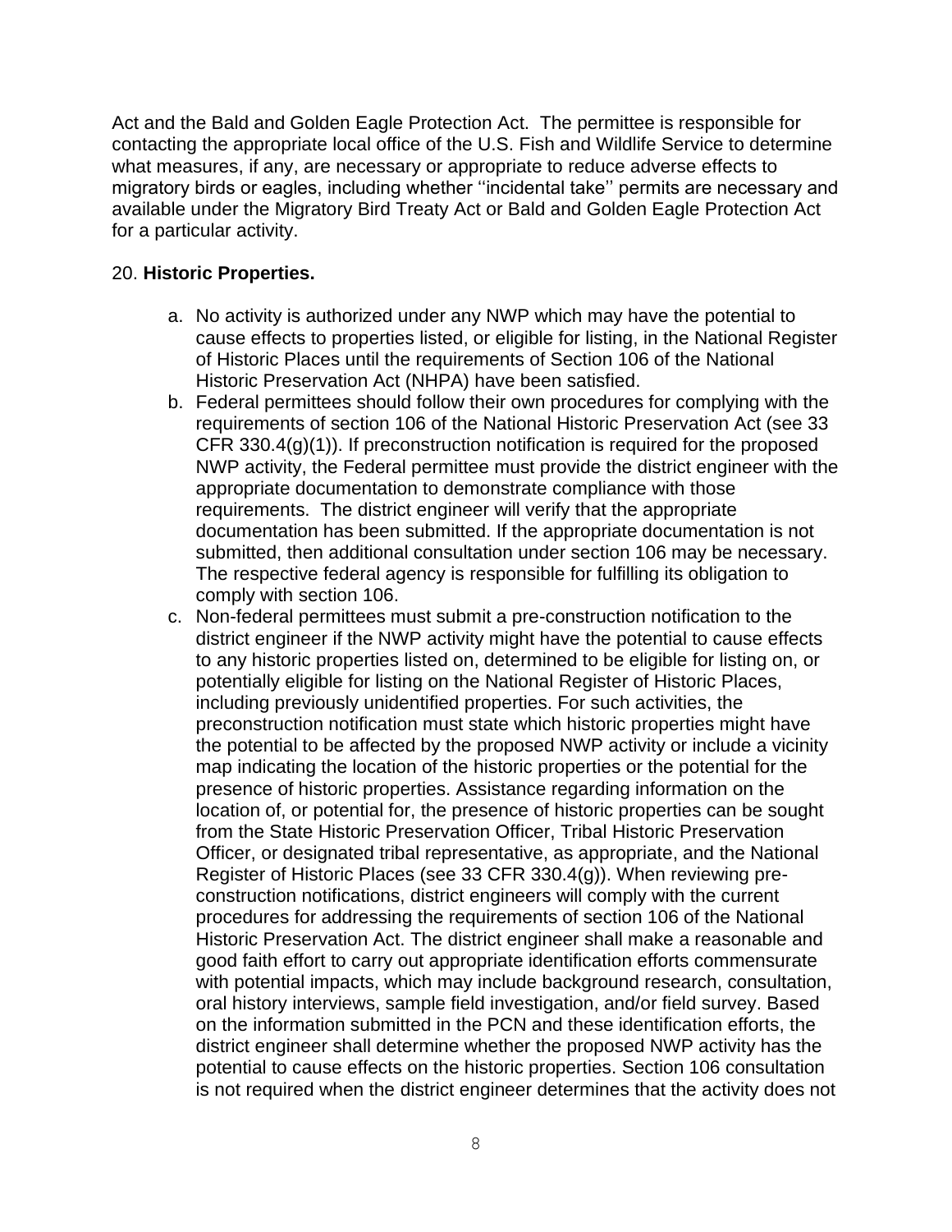Act and the Bald and Golden Eagle Protection Act. The permittee is responsible for contacting the appropriate local office of the U.S. Fish and Wildlife Service to determine what measures, if any, are necessary or appropriate to reduce adverse effects to migratory birds or eagles, including whether ''incidental take'' permits are necessary and available under the Migratory Bird Treaty Act or Bald and Golden Eagle Protection Act for a particular activity.

20. **Historic Properties.**

a. No activity is authorized under any NWP which may have the potential to cause effects to properties listed, or eligible for listing, in the National Register of Historic Places until the requirements of Section 106 of the National Historic Preservation Act (NHPA) have been satisfied.

b. Federal permittees should follow their own procedures for complying with the requirements of section 106 of the National Historic Preservation Act (see 33 CFR 330.4(g)(1)). If preconstruction notification is required for the proposed NWP activity, the Federal permittee must provide the district engineer with the appropriate documentation to demonstrate compliance with those requirements. The district engineer will verify that the appropriate documentation has been submitted. If the appropriate documentation is not submitted, then additional consultation under section 106 may be necessary. The respective federal agency is responsible for fulfilling its obligation to comply with section 106.

c. Non-federal permittees must submit a pre-construction notification to the district engineer if the NWP activity might have the potential to cause effects to any historic properties listed on, determined to be eligible for listing on, or potentially eligible for listing on the National Register of Historic Places, including previously unidentified properties. For such activities, the preconstruction notification must state which historic properties might have the potential to be affected by the proposed NWP activity or include a vicinity map indicating the location of the historic properties or the potential for the presence of historic properties. Assistance regarding information on the location of, or potential for, the presence of historic properties can be sought from the State Historic Preservation Officer, Tribal Historic Preservation Officer, or designated tribal representative, as appropriate, and the National Register of Historic Places (see 33 CFR 330.4(g)). When reviewing pre-construction notifications, district engineers will comply with the current procedures for addressing the requirements of section 106 of the National Historic Preservation Act. The district engineer shall make a reasonable and good faith effort to carry out appropriate identification efforts commensurate with potential impacts, which may include background research, consultation, oral history interviews, sample field investigation, and/or field survey. Based on the information submitted in the PCN and these identification efforts, the district engineer shall determine whether the proposed NWP activity has the potential to cause effects on the historic properties. Section 106 consultation is not required when the district engineer determines that the activity does not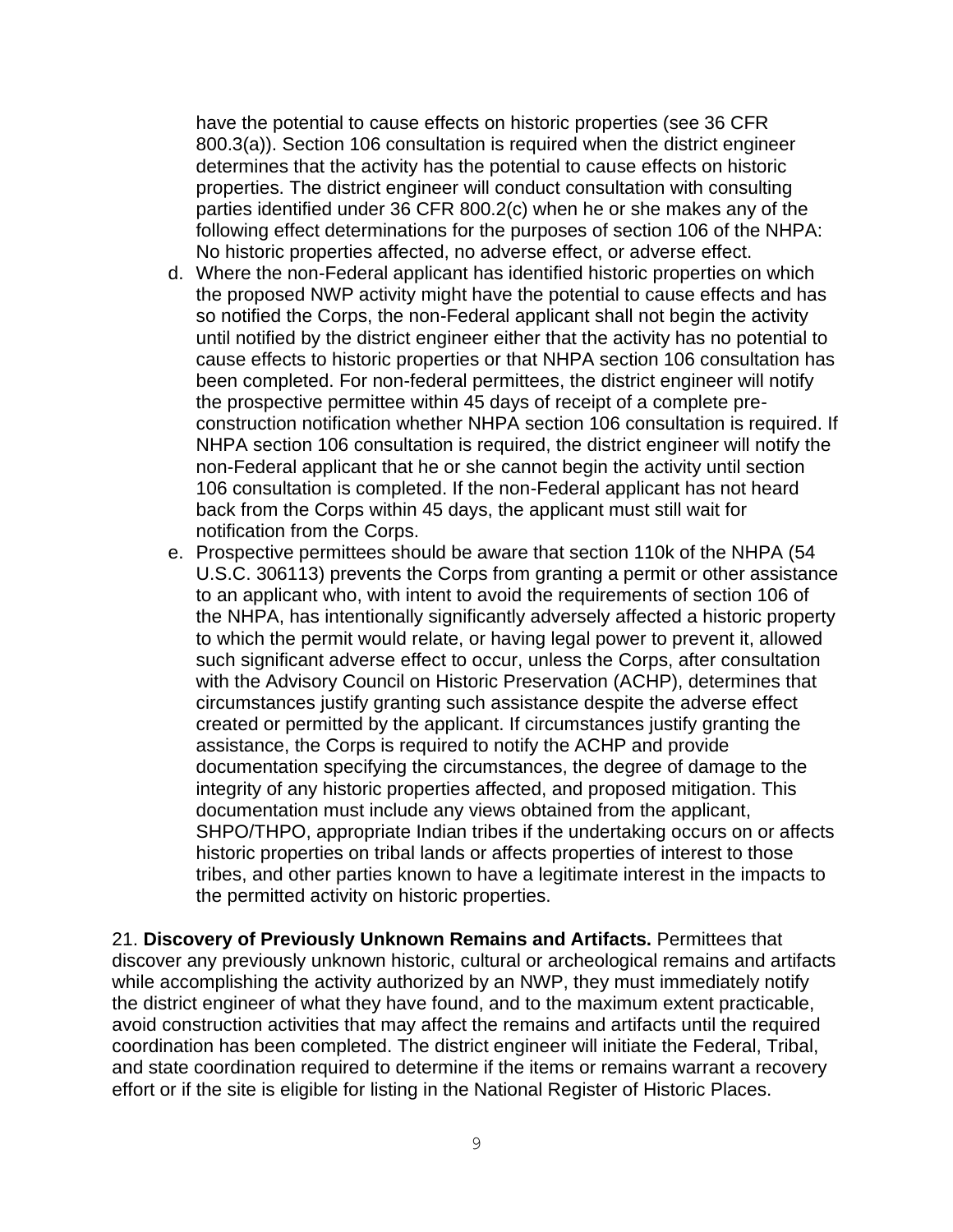have the potential to cause effects on historic properties (see 36 CFR 800.3(a)). Section 106 consultation is required when the district engineer determines that the activity has the potential to cause effects on historic properties. The district engineer will conduct consultation with consulting parties identified under 36 CFR 800.2(c) when he or she makes any of the following effect determinations for the purposes of section 106 of the NHPA: No historic properties affected, no adverse effect, or adverse effect.

d. Where the non-Federal applicant has identified historic properties on which the proposed NWP activity might have the potential to cause effects and has so notified the Corps, the non-Federal applicant shall not begin the activity until notified by the district engineer either that the activity has no potential to cause effects to historic properties or that NHPA section 106 consultation has been completed. For non-federal permittees, the district engineer will notify the prospective permittee within 45 days of receipt of a complete pre-construction notification whether NHPA section 106 consultation is required. If NHPA section 106 consultation is required, the district engineer will notify the non-Federal applicant that he or she cannot begin the activity until section 106 consultation is completed. If the non-Federal applicant has not heard back from the Corps within 45 days, the applicant must still wait for notification from the Corps.

e. Prospective permittees should be aware that section 110k of the NHPA (54 U.S.C. 306113) prevents the Corps from granting a permit or other assistance to an applicant who, with intent to avoid the requirements of section 106 of the NHPA, has intentionally significantly adversely affected a historic property to which the permit would relate, or having legal power to prevent it, allowed such significant adverse effect to occur, unless the Corps, after consultation with the Advisory Council on Historic Preservation (ACHP), determines that circumstances justify granting such assistance despite the adverse effect created or permitted by the applicant. If circumstances justify granting the assistance, the Corps is required to notify the ACHP and provide documentation specifying the circumstances, the degree of damage to the integrity of any historic properties affected, and proposed mitigation. This documentation must include any views obtained from the applicant, SHPO/THPO, appropriate Indian tribes if the undertaking occurs on or affects historic properties on tribal lands or affects properties of interest to those tribes, and other parties known to have a legitimate interest in the impacts to the permitted activity on historic properties.

21. **Discovery of Previously Unknown Remains and Artifacts.** Permittees that discover any previously unknown historic, cultural or archeological remains and artifacts while accomplishing the activity authorized by an NWP, they must immediately notify the district engineer of what they have found, and to the maximum extent practicable, avoid construction activities that may affect the remains and artifacts until the required coordination has been completed. The district engineer will initiate the Federal, Tribal, and state coordination required to determine if the items or remains warrant a recovery effort or if the site is eligible for listing in the National Register of Historic Places.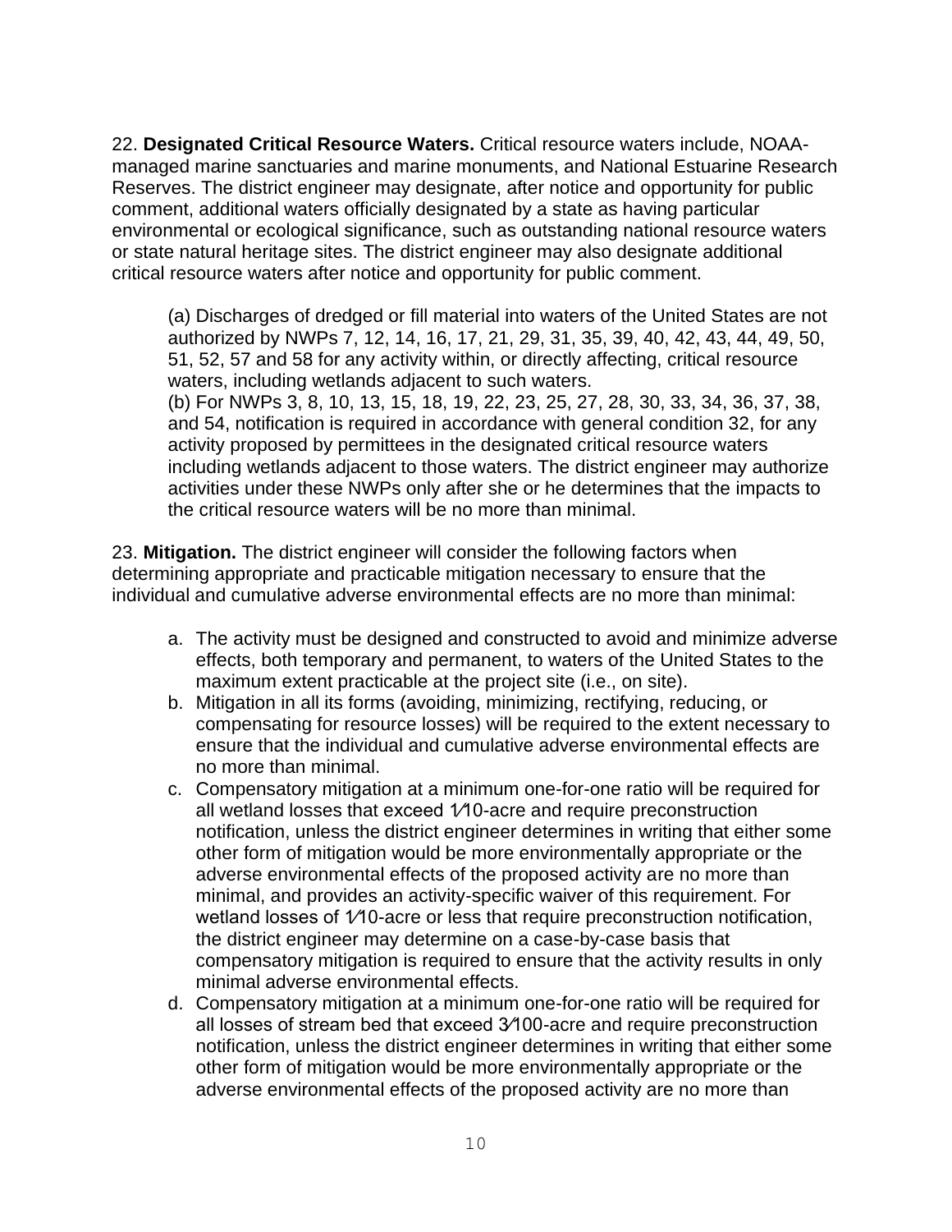22. **Designated Critical Resource Waters.** Critical resource waters include, NOAA-managed marine sanctuaries and marine monuments, and National Estuarine Research Reserves. The district engineer may designate, after notice and opportunity for public comment, additional waters officially designated by a state as having particular environmental or ecological significance, such as outstanding national resource waters or state natural heritage sites. The district engineer may also designate additional critical resource waters after notice and opportunity for public comment.

(a) Discharges of dredged or fill material into waters of the United States are not authorized by NWPs 7, 12, 14, 16, 17, 21, 29, 31, 35, 39, 40, 42, 43, 44, 49, 50, 51, 52, 57 and 58 for any activity within, or directly affecting, critical resource waters, including wetlands adjacent to such waters.
(b) For NWPs 3, 8, 10, 13, 15, 18, 19, 22, 23, 25, 27, 28, 30, 33, 34, 36, 37, 38, and 54, notification is required in accordance with general condition 32, for any activity proposed by permittees in the designated critical resource waters including wetlands adjacent to those waters. The district engineer may authorize activities under these NWPs only after she or he determines that the impacts to the critical resource waters will be no more than minimal.

23. **Mitigation.** The district engineer will consider the following factors when determining appropriate and practicable mitigation necessary to ensure that the individual and cumulative adverse environmental effects are no more than minimal:

a. The activity must be designed and constructed to avoid and minimize adverse effects, both temporary and permanent, to waters of the United States to the maximum extent practicable at the project site (i.e., on site).
b. Mitigation in all its forms (avoiding, minimizing, rectifying, reducing, or compensating for resource losses) will be required to the extent necessary to ensure that the individual and cumulative adverse environmental effects are no more than minimal.
c. Compensatory mitigation at a minimum one-for-one ratio will be required for all wetland losses that exceed 1⁄10-acre and require preconstruction notification, unless the district engineer determines in writing that either some other form of mitigation would be more environmentally appropriate or the adverse environmental effects of the proposed activity are no more than minimal, and provides an activity-specific waiver of this requirement. For wetland losses of 1⁄10-acre or less that require preconstruction notification, the district engineer may determine on a case-by-case basis that compensatory mitigation is required to ensure that the activity results in only minimal adverse environmental effects.
d. Compensatory mitigation at a minimum one-for-one ratio will be required for all losses of stream bed that exceed 3⁄100-acre and require preconstruction notification, unless the district engineer determines in writing that either some other form of mitigation would be more environmentally appropriate or the adverse environmental effects of the proposed activity are no more than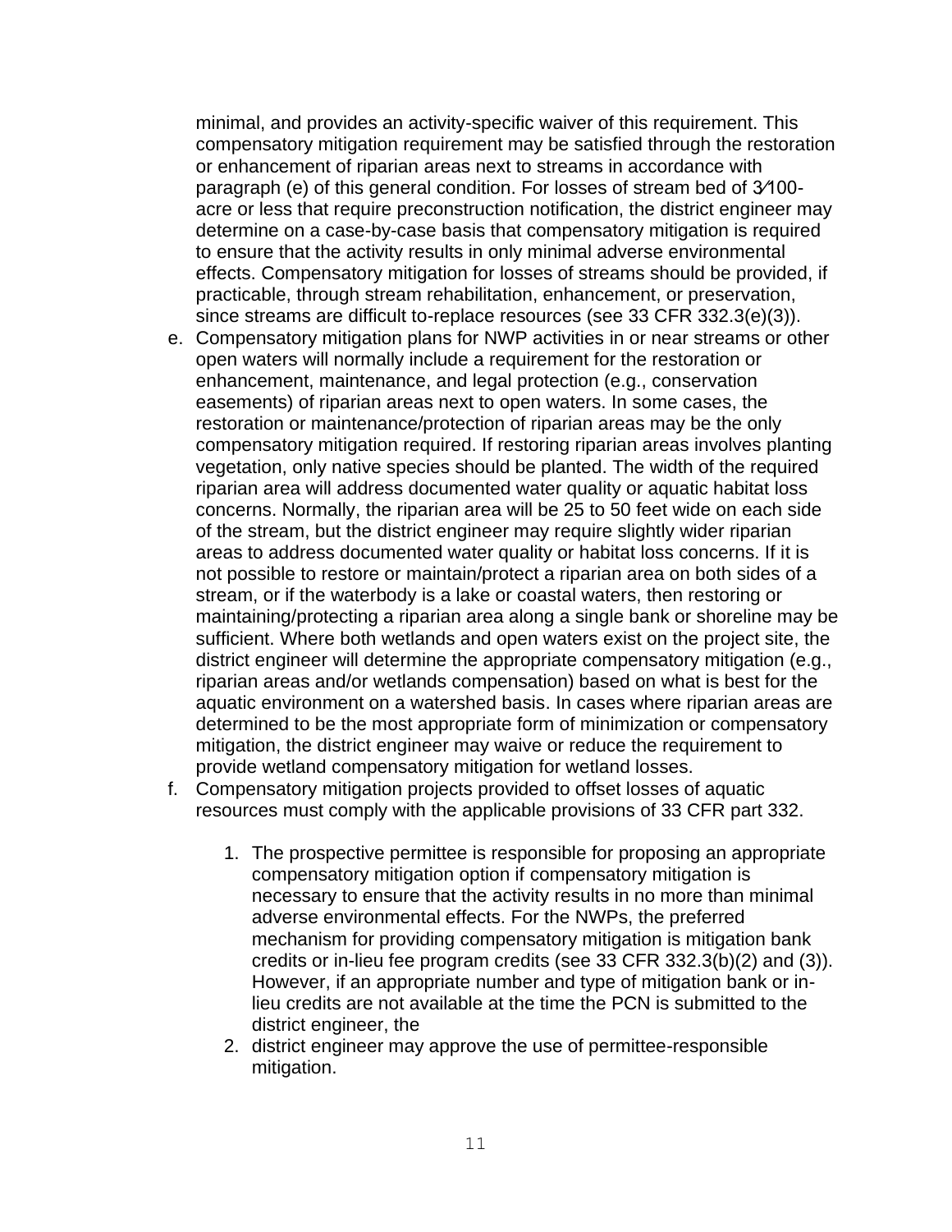minimal, and provides an activity-specific waiver of this requirement. This compensatory mitigation requirement may be satisfied through the restoration or enhancement of riparian areas next to streams in accordance with paragraph (e) of this general condition. For losses of stream bed of 3⁄100-acre or less that require preconstruction notification, the district engineer may determine on a case-by-case basis that compensatory mitigation is required to ensure that the activity results in only minimal adverse environmental effects. Compensatory mitigation for losses of streams should be provided, if practicable, through stream rehabilitation, enhancement, or preservation, since streams are difficult to-replace resources (see 33 CFR 332.3(e)(3)).

e. Compensatory mitigation plans for NWP activities in or near streams or other open waters will normally include a requirement for the restoration or enhancement, maintenance, and legal protection (e.g., conservation easements) of riparian areas next to open waters. In some cases, the restoration or maintenance/protection of riparian areas may be the only compensatory mitigation required. If restoring riparian areas involves planting vegetation, only native species should be planted. The width of the required riparian area will address documented water quality or aquatic habitat loss concerns. Normally, the riparian area will be 25 to 50 feet wide on each side of the stream, but the district engineer may require slightly wider riparian areas to address documented water quality or habitat loss concerns. If it is not possible to restore or maintain/protect a riparian area on both sides of a stream, or if the waterbody is a lake or coastal waters, then restoring or maintaining/protecting a riparian area along a single bank or shoreline may be sufficient. Where both wetlands and open waters exist on the project site, the district engineer will determine the appropriate compensatory mitigation (e.g., riparian areas and/or wetlands compensation) based on what is best for the aquatic environment on a watershed basis. In cases where riparian areas are determined to be the most appropriate form of minimization or compensatory mitigation, the district engineer may waive or reduce the requirement to provide wetland compensatory mitigation for wetland losses.
f. Compensatory mitigation projects provided to offset losses of aquatic resources must comply with the applicable provisions of 33 CFR part 332.

    1. The prospective permittee is responsible for proposing an appropriate compensatory mitigation option if compensatory mitigation is necessary to ensure that the activity results in no more than minimal adverse environmental effects. For the NWPs, the preferred mechanism for providing compensatory mitigation is mitigation bank credits or in-lieu fee program credits (see 33 CFR 332.3(b)(2) and (3)). However, if an appropriate number and type of mitigation bank or in-lieu credits are not available at the time the PCN is submitted to the district engineer, the
    2. district engineer may approve the use of permittee-responsible mitigation.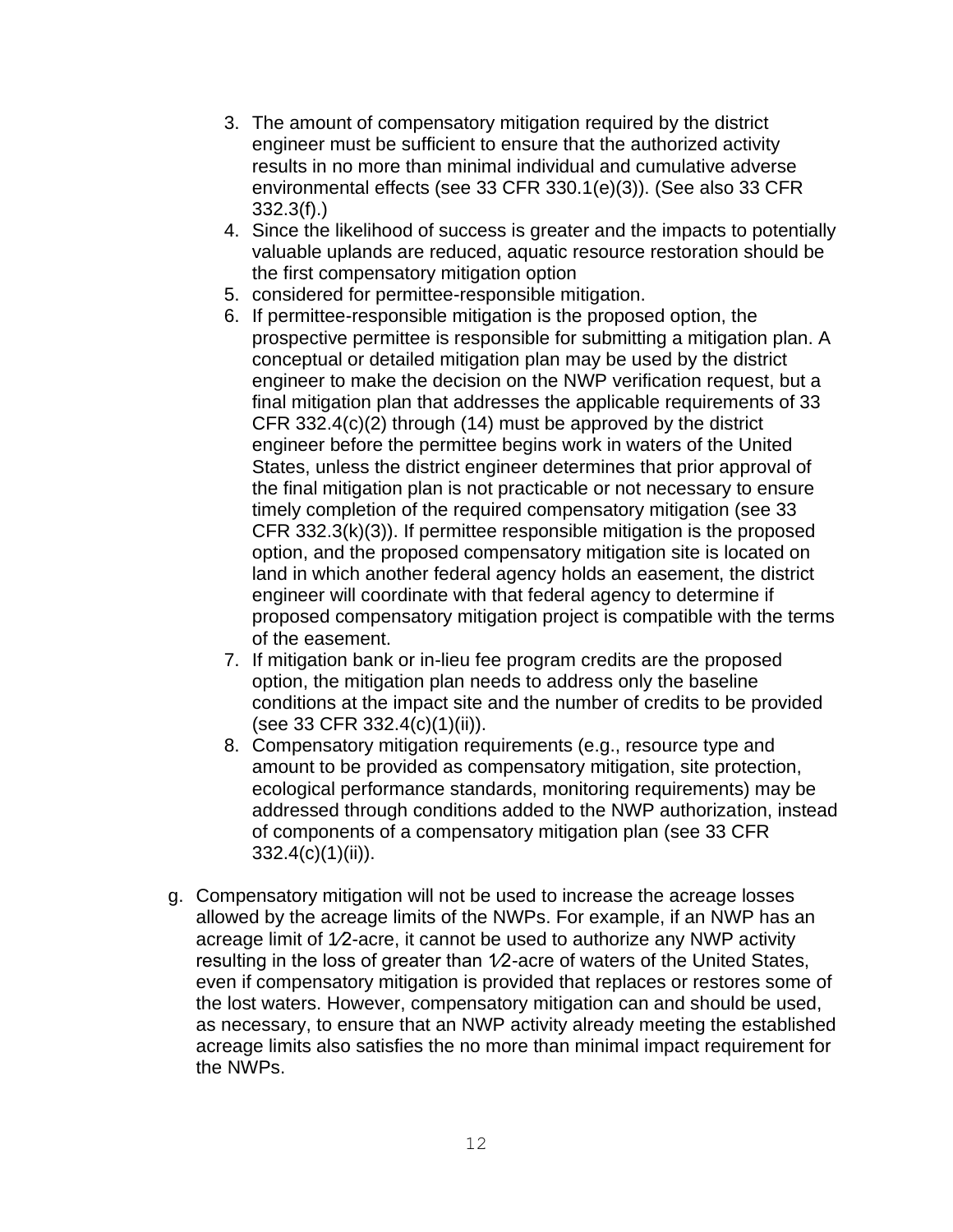3. The amount of compensatory mitigation required by the district engineer must be sufficient to ensure that the authorized activity results in no more than minimal individual and cumulative adverse environmental effects (see 33 CFR 330.1(e)(3)). (See also 33 CFR 332.3(f).)
4. Since the likelihood of success is greater and the impacts to potentially valuable uplands are reduced, aquatic resource restoration should be the first compensatory mitigation option
5. considered for permittee-responsible mitigation.
6. If permittee-responsible mitigation is the proposed option, the prospective permittee is responsible for submitting a mitigation plan. A conceptual or detailed mitigation plan may be used by the district engineer to make the decision on the NWP verification request, but a final mitigation plan that addresses the applicable requirements of 33 CFR 332.4(c)(2) through (14) must be approved by the district engineer before the permittee begins work in waters of the United States, unless the district engineer determines that prior approval of the final mitigation plan is not practicable or not necessary to ensure timely completion of the required compensatory mitigation (see 33 CFR 332.3(k)(3)). If permittee responsible mitigation is the proposed option, and the proposed compensatory mitigation site is located on land in which another federal agency holds an easement, the district engineer will coordinate with that federal agency to determine if proposed compensatory mitigation project is compatible with the terms of the easement.
7. If mitigation bank or in-lieu fee program credits are the proposed option, the mitigation plan needs to address only the baseline conditions at the impact site and the number of credits to be provided (see 33 CFR 332.4(c)(1)(ii)).
8. Compensatory mitigation requirements (e.g., resource type and amount to be provided as compensatory mitigation, site protection, ecological performance standards, monitoring requirements) may be addressed through conditions added to the NWP authorization, instead of components of a compensatory mitigation plan (see 33 CFR 332.4(c)(1)(ii)).

g. Compensatory mitigation will not be used to increase the acreage losses allowed by the acreage limits of the NWPs. For example, if an NWP has an acreage limit of 1⁄2-acre, it cannot be used to authorize any NWP activity resulting in the loss of greater than 1⁄2-acre of waters of the United States, even if compensatory mitigation is provided that replaces or restores some of the lost waters. However, compensatory mitigation can and should be used, as necessary, to ensure that an NWP activity already meeting the established acreage limits also satisfies the no more than minimal impact requirement for the NWPs.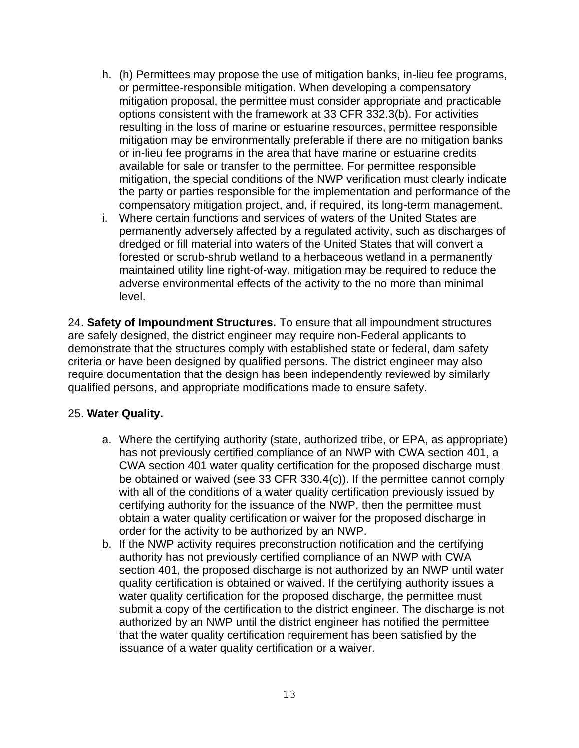h. (h) Permittees may propose the use of mitigation banks, in-lieu fee programs, or permittee-responsible mitigation. When developing a compensatory mitigation proposal, the permittee must consider appropriate and practicable options consistent with the framework at 33 CFR 332.3(b). For activities resulting in the loss of marine or estuarine resources, permittee responsible mitigation may be environmentally preferable if there are no mitigation banks or in-lieu fee programs in the area that have marine or estuarine credits available for sale or transfer to the permittee. For permittee responsible mitigation, the special conditions of the NWP verification must clearly indicate the party or parties responsible for the implementation and performance of the compensatory mitigation project, and, if required, its long-term management.

i. Where certain functions and services of waters of the United States are permanently adversely affected by a regulated activity, such as discharges of dredged or fill material into waters of the United States that will convert a forested or scrub-shrub wetland to a herbaceous wetland in a permanently maintained utility line right-of-way, mitigation may be required to reduce the adverse environmental effects of the activity to the no more than minimal level.

24. **Safety of Impoundment Structures.** To ensure that all impoundment structures are safely designed, the district engineer may require non-Federal applicants to demonstrate that the structures comply with established state or federal, dam safety criteria or have been designed by qualified persons. The district engineer may also require documentation that the design has been independently reviewed by similarly qualified persons, and appropriate modifications made to ensure safety.

25. **Water Quality.**

a. Where the certifying authority (state, authorized tribe, or EPA, as appropriate) has not previously certified compliance of an NWP with CWA section 401, a CWA section 401 water quality certification for the proposed discharge must be obtained or waived (see 33 CFR 330.4(c)). If the permittee cannot comply with all of the conditions of a water quality certification previously issued by certifying authority for the issuance of the NWP, then the permittee must obtain a water quality certification or waiver for the proposed discharge in order for the activity to be authorized by an NWP.

b. If the NWP activity requires preconstruction notification and the certifying authority has not previously certified compliance of an NWP with CWA section 401, the proposed discharge is not authorized by an NWP until water quality certification is obtained or waived. If the certifying authority issues a water quality certification for the proposed discharge, the permittee must submit a copy of the certification to the district engineer. The discharge is not authorized by an NWP until the district engineer has notified the permittee that the water quality certification requirement has been satisfied by the issuance of a water quality certification or a waiver.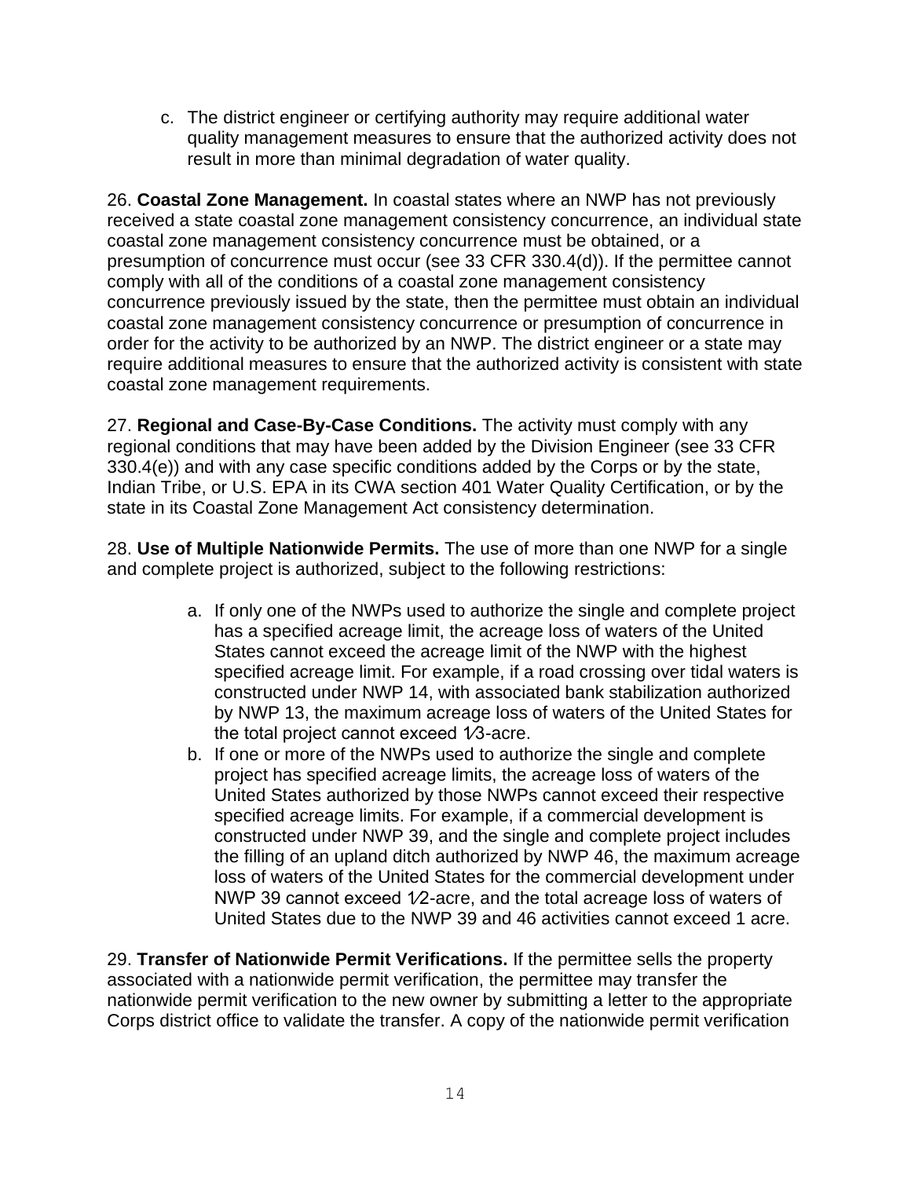c. The district engineer or certifying authority may require additional water quality management measures to ensure that the authorized activity does not result in more than minimal degradation of water quality.

26. **Coastal Zone Management.** In coastal states where an NWP has not previously received a state coastal zone management consistency concurrence, an individual state coastal zone management consistency concurrence must be obtained, or a presumption of concurrence must occur (see 33 CFR 330.4(d)). If the permittee cannot comply with all of the conditions of a coastal zone management consistency concurrence previously issued by the state, then the permittee must obtain an individual coastal zone management consistency concurrence or presumption of concurrence in order for the activity to be authorized by an NWP. The district engineer or a state may require additional measures to ensure that the authorized activity is consistent with state coastal zone management requirements.

27. **Regional and Case-By-Case Conditions.** The activity must comply with any regional conditions that may have been added by the Division Engineer (see 33 CFR 330.4(e)) and with any case specific conditions added by the Corps or by the state, Indian Tribe, or U.S. EPA in its CWA section 401 Water Quality Certification, or by the state in its Coastal Zone Management Act consistency determination.

28. **Use of Multiple Nationwide Permits.** The use of more than one NWP for a single and complete project is authorized, subject to the following restrictions:

a. If only one of the NWPs used to authorize the single and complete project has a specified acreage limit, the acreage loss of waters of the United States cannot exceed the acreage limit of the NWP with the highest specified acreage limit. For example, if a road crossing over tidal waters is constructed under NWP 14, with associated bank stabilization authorized by NWP 13, the maximum acreage loss of waters of the United States for the total project cannot exceed 1⁄3-acre.
b. If one or more of the NWPs used to authorize the single and complete project has specified acreage limits, the acreage loss of waters of the United States authorized by those NWPs cannot exceed their respective specified acreage limits. For example, if a commercial development is constructed under NWP 39, and the single and complete project includes the filling of an upland ditch authorized by NWP 46, the maximum acreage loss of waters of the United States for the commercial development under NWP 39 cannot exceed 1⁄2-acre, and the total acreage loss of waters of United States due to the NWP 39 and 46 activities cannot exceed 1 acre.

29. **Transfer of Nationwide Permit Verifications.** If the permittee sells the property associated with a nationwide permit verification, the permittee may transfer the nationwide permit verification to the new owner by submitting a letter to the appropriate Corps district office to validate the transfer. A copy of the nationwide permit verification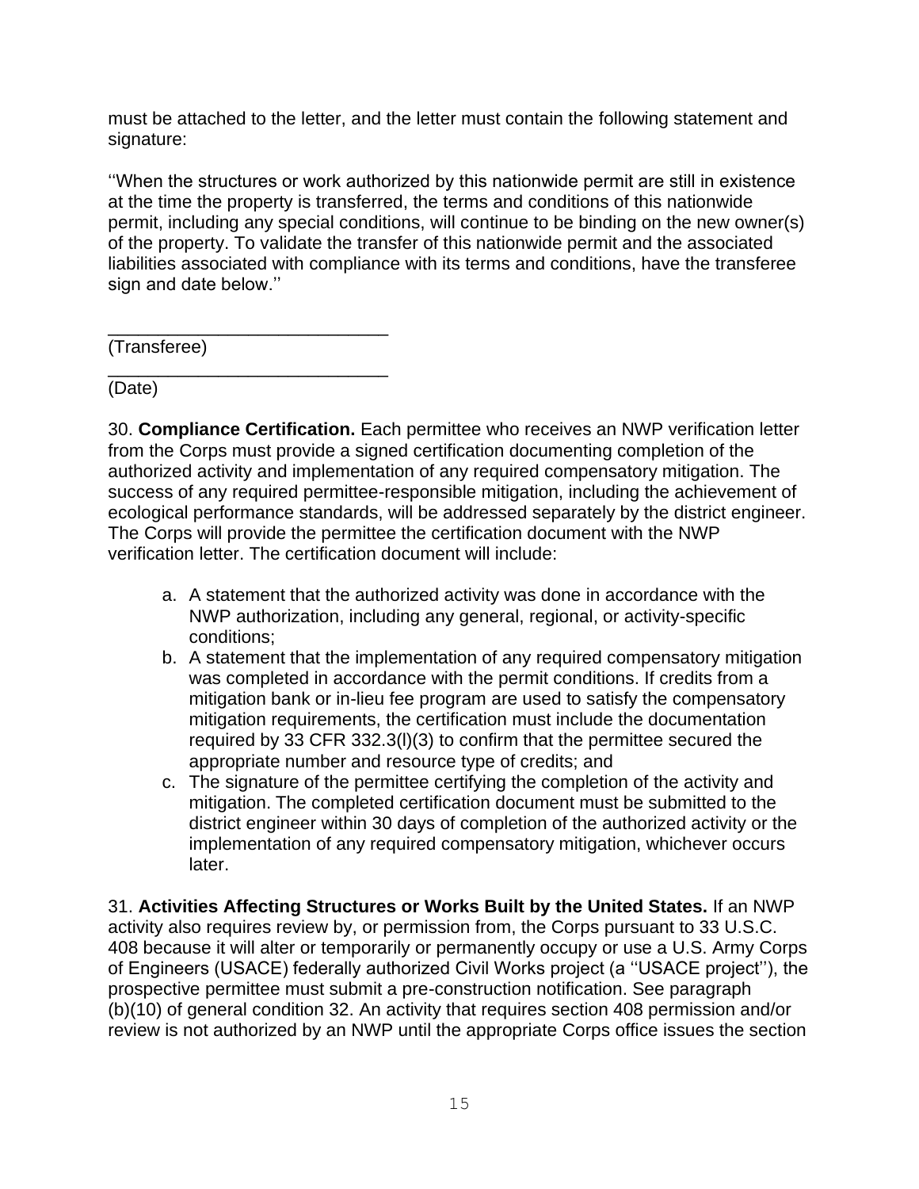must be attached to the letter, and the letter must contain the following statement and signature:

''When the structures or work authorized by this nationwide permit are still in existence at the time the property is transferred, the terms and conditions of this nationwide permit, including any special conditions, will continue to be binding on the new owner(s) of the property. To validate the transfer of this nationwide permit and the associated liabilities associated with compliance with its terms and conditions, have the transferee sign and date below.''

_____________________________
(Transferee)

_____________________________
(Date)

30. **Compliance Certification.** Each permittee who receives an NWP verification letter from the Corps must provide a signed certification documenting completion of the authorized activity and implementation of any required compensatory mitigation. The success of any required permittee-responsible mitigation, including the achievement of ecological performance standards, will be addressed separately by the district engineer. The Corps will provide the permittee the certification document with the NWP verification letter. The certification document will include:

a. A statement that the authorized activity was done in accordance with the NWP authorization, including any general, regional, or activity-specific conditions;
b. A statement that the implementation of any required compensatory mitigation was completed in accordance with the permit conditions. If credits from a mitigation bank or in-lieu fee program are used to satisfy the compensatory mitigation requirements, the certification must include the documentation required by 33 CFR 332.3(l)(3) to confirm that the permittee secured the appropriate number and resource type of credits; and
c. The signature of the permittee certifying the completion of the activity and mitigation. The completed certification document must be submitted to the district engineer within 30 days of completion of the authorized activity or the implementation of any required compensatory mitigation, whichever occurs later.

31. **Activities Affecting Structures or Works Built by the United States.** If an NWP activity also requires review by, or permission from, the Corps pursuant to 33 U.S.C. 408 because it will alter or temporarily or permanently occupy or use a U.S. Army Corps of Engineers (USACE) federally authorized Civil Works project (a ''USACE project''), the prospective permittee must submit a pre-construction notification. See paragraph (b)(10) of general condition 32. An activity that requires section 408 permission and/or review is not authorized by an NWP until the appropriate Corps office issues the section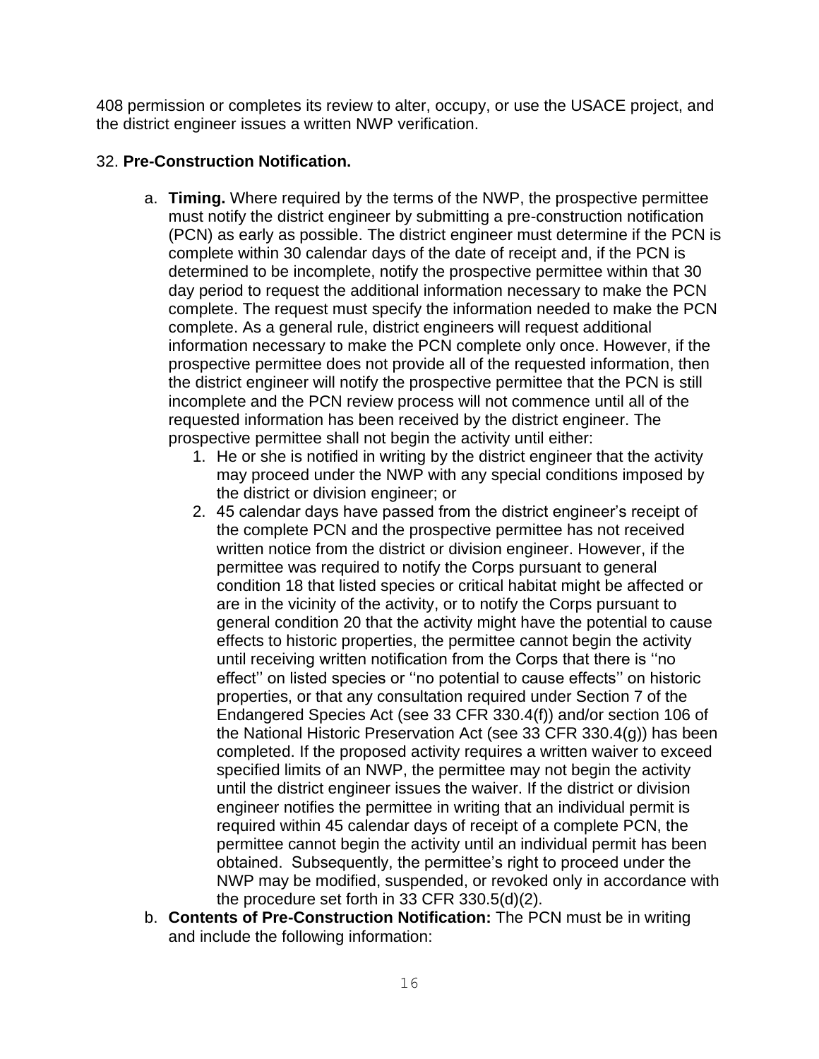408 permission or completes its review to alter, occupy, or use the USACE project, and the district engineer issues a written NWP verification.

32. **Pre-Construction Notification.**

a. **Timing.** Where required by the terms of the NWP, the prospective permittee must notify the district engineer by submitting a pre-construction notification (PCN) as early as possible. The district engineer must determine if the PCN is complete within 30 calendar days of the date of receipt and, if the PCN is determined to be incomplete, notify the prospective permittee within that 30 day period to request the additional information necessary to make the PCN complete. The request must specify the information needed to make the PCN complete. As a general rule, district engineers will request additional information necessary to make the PCN complete only once. However, if the prospective permittee does not provide all of the requested information, then the district engineer will notify the prospective permittee that the PCN is still incomplete and the PCN review process will not commence until all of the requested information has been received by the district engineer. The prospective permittee shall not begin the activity until either:
   1. He or she is notified in writing by the district engineer that the activity may proceed under the NWP with any special conditions imposed by the district or division engineer; or
   2. 45 calendar days have passed from the district engineer's receipt of the complete PCN and the prospective permittee has not received written notice from the district or division engineer. However, if the permittee was required to notify the Corps pursuant to general condition 18 that listed species or critical habitat might be affected or are in the vicinity of the activity, or to notify the Corps pursuant to general condition 20 that the activity might have the potential to cause effects to historic properties, the permittee cannot begin the activity until receiving written notification from the Corps that there is ''no effect'' on listed species or ''no potential to cause effects'' on historic properties, or that any consultation required under Section 7 of the Endangered Species Act (see 33 CFR 330.4(f)) and/or section 106 of the National Historic Preservation Act (see 33 CFR 330.4(g)) has been completed. If the proposed activity requires a written waiver to exceed specified limits of an NWP, the permittee may not begin the activity until the district engineer issues the waiver. If the district or division engineer notifies the permittee in writing that an individual permit is required within 45 calendar days of receipt of a complete PCN, the permittee cannot begin the activity until an individual permit has been obtained. Subsequently, the permittee's right to proceed under the NWP may be modified, suspended, or revoked only in accordance with the procedure set forth in 33 CFR 330.5(d)(2).

b. **Contents of Pre-Construction Notification:** The PCN must be in writing and include the following information: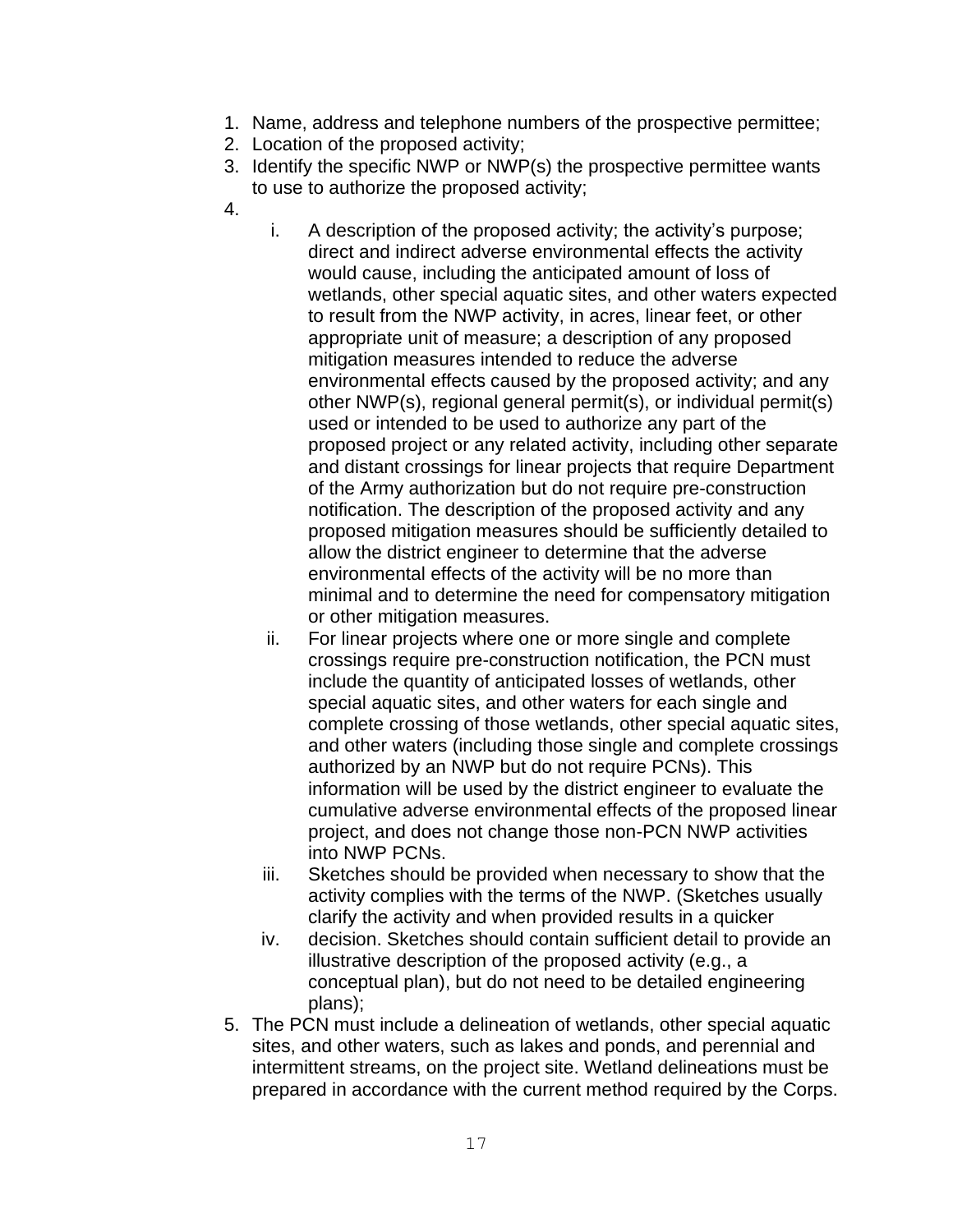1. Name, address and telephone numbers of the prospective permittee;
2. Location of the proposed activity;
3. Identify the specific NWP or NWP(s) the prospective permittee wants to use to authorize the proposed activity;
4. 
    i. A description of the proposed activity; the activity's purpose; direct and indirect adverse environmental effects the activity would cause, including the anticipated amount of loss of wetlands, other special aquatic sites, and other waters expected to result from the NWP activity, in acres, linear feet, or other appropriate unit of measure; a description of any proposed mitigation measures intended to reduce the adverse environmental effects caused by the proposed activity; and any other NWP(s), regional general permit(s), or individual permit(s) used or intended to be used to authorize any part of the proposed project or any related activity, including other separate and distant crossings for linear projects that require Department of the Army authorization but do not require pre-construction notification. The description of the proposed activity and any proposed mitigation measures should be sufficiently detailed to allow the district engineer to determine that the adverse environmental effects of the activity will be no more than minimal and to determine the need for compensatory mitigation or other mitigation measures.
    ii. For linear projects where one or more single and complete crossings require pre-construction notification, the PCN must include the quantity of anticipated losses of wetlands, other special aquatic sites, and other waters for each single and complete crossing of those wetlands, other special aquatic sites, and other waters (including those single and complete crossings authorized by an NWP but do not require PCNs). This information will be used by the district engineer to evaluate the cumulative adverse environmental effects of the proposed linear project, and does not change those non-PCN NWP activities into NWP PCNs.
    iii. Sketches should be provided when necessary to show that the activity complies with the terms of the NWP. (Sketches usually clarify the activity and when provided results in a quicker
    iv. decision. Sketches should contain sufficient detail to provide an illustrative description of the proposed activity (e.g., a conceptual plan), but do not need to be detailed engineering plans);
5. The PCN must include a delineation of wetlands, other special aquatic sites, and other waters, such as lakes and ponds, and perennial and intermittent streams, on the project site. Wetland delineations must be prepared in accordance with the current method required by the Corps.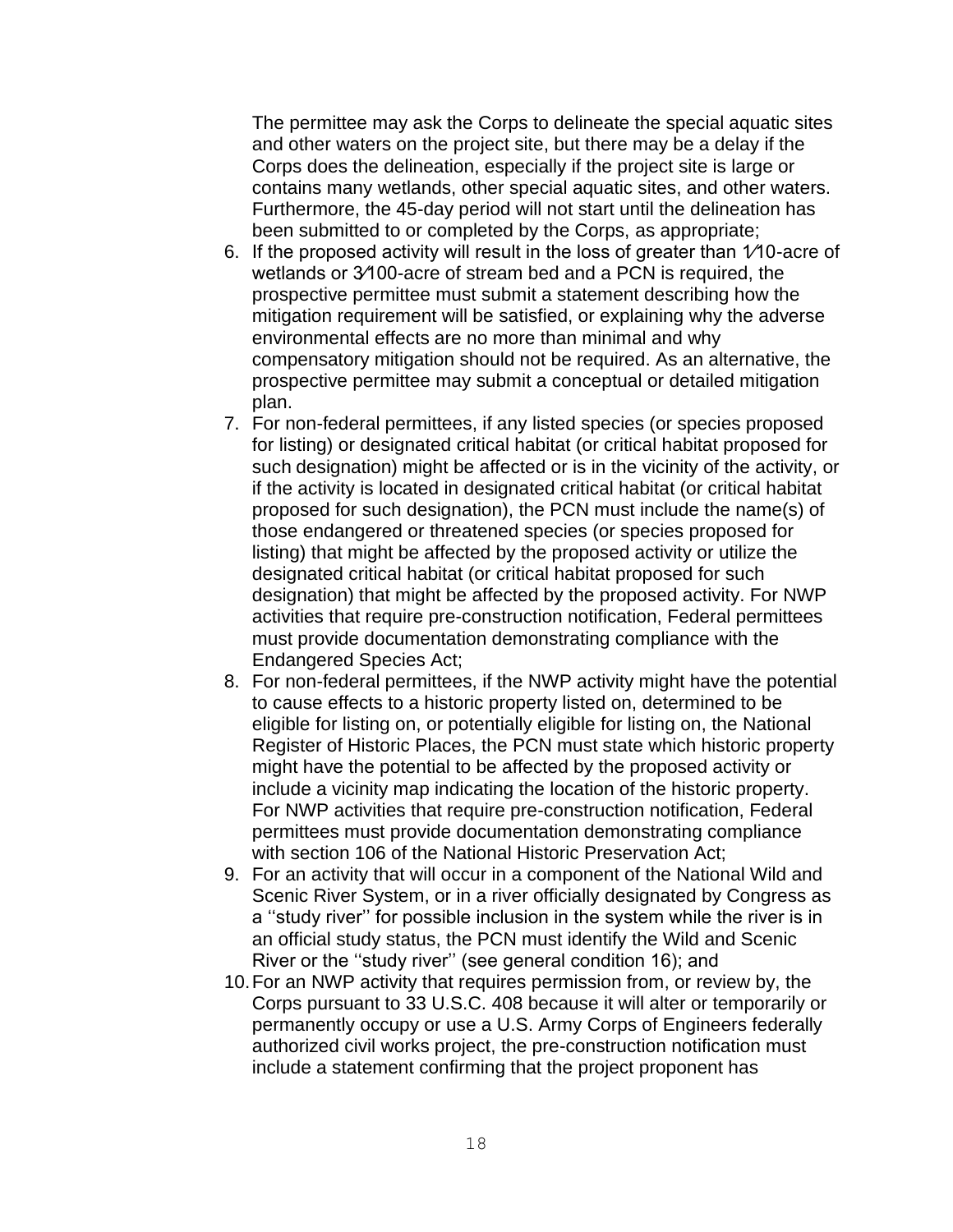The permittee may ask the Corps to delineate the special aquatic sites and other waters on the project site, but there may be a delay if the Corps does the delineation, especially if the project site is large or contains many wetlands, other special aquatic sites, and other waters. Furthermore, the 45-day period will not start until the delineation has been submitted to or completed by the Corps, as appropriate;

6. If the proposed activity will result in the loss of greater than 1⁄10-acre of wetlands or 3⁄100-acre of stream bed and a PCN is required, the prospective permittee must submit a statement describing how the mitigation requirement will be satisfied, or explaining why the adverse environmental effects are no more than minimal and why compensatory mitigation should not be required. As an alternative, the prospective permittee may submit a conceptual or detailed mitigation plan.
7. For non-federal permittees, if any listed species (or species proposed for listing) or designated critical habitat (or critical habitat proposed for such designation) might be affected or is in the vicinity of the activity, or if the activity is located in designated critical habitat (or critical habitat proposed for such designation), the PCN must include the name(s) of those endangered or threatened species (or species proposed for listing) that might be affected by the proposed activity or utilize the designated critical habitat (or critical habitat proposed for such designation) that might be affected by the proposed activity. For NWP activities that require pre-construction notification, Federal permittees must provide documentation demonstrating compliance with the Endangered Species Act;
8. For non-federal permittees, if the NWP activity might have the potential to cause effects to a historic property listed on, determined to be eligible for listing on, or potentially eligible for listing on, the National Register of Historic Places, the PCN must state which historic property might have the potential to be affected by the proposed activity or include a vicinity map indicating the location of the historic property. For NWP activities that require pre-construction notification, Federal permittees must provide documentation demonstrating compliance with section 106 of the National Historic Preservation Act;
9. For an activity that will occur in a component of the National Wild and Scenic River System, or in a river officially designated by Congress as a ''study river'' for possible inclusion in the system while the river is in an official study status, the PCN must identify the Wild and Scenic River or the ''study river'' (see general condition 16); and
10. For an NWP activity that requires permission from, or review by, the Corps pursuant to 33 U.S.C. 408 because it will alter or temporarily or permanently occupy or use a U.S. Army Corps of Engineers federally authorized civil works project, the pre-construction notification must include a statement confirming that the project proponent has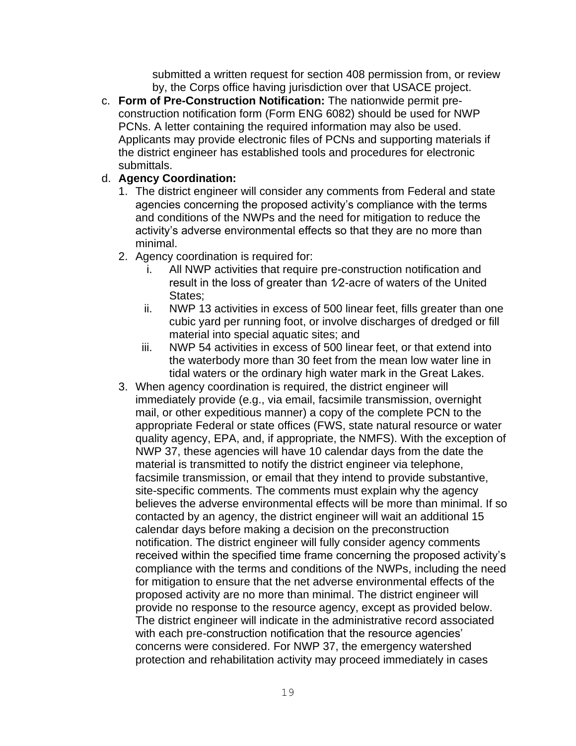submitted a written request for section 408 permission from, or review by, the Corps office having jurisdiction over that USACE project.

c. **Form of Pre-Construction Notification:** The nationwide permit pre-construction notification form (Form ENG 6082) should be used for NWP PCNs. A letter containing the required information may also be used. Applicants may provide electronic files of PCNs and supporting materials if the district engineer has established tools and procedures for electronic submittals.

d. **Agency Coordination:**

   1. The district engineer will consider any comments from Federal and state agencies concerning the proposed activity's compliance with the terms and conditions of the NWPs and the need for mitigation to reduce the activity's adverse environmental effects so that they are no more than minimal.
   2. Agency coordination is required for:
      i. All NWP activities that require pre-construction notification and result in the loss of greater than 1⁄2-acre of waters of the United States;
      ii. NWP 13 activities in excess of 500 linear feet, fills greater than one cubic yard per running foot, or involve discharges of dredged or fill material into special aquatic sites; and
      iii. NWP 54 activities in excess of 500 linear feet, or that extend into the waterbody more than 30 feet from the mean low water line in tidal waters or the ordinary high water mark in the Great Lakes.
   3. When agency coordination is required, the district engineer will immediately provide (e.g., via email, facsimile transmission, overnight mail, or other expeditious manner) a copy of the complete PCN to the appropriate Federal or state offices (FWS, state natural resource or water quality agency, EPA, and, if appropriate, the NMFS). With the exception of NWP 37, these agencies will have 10 calendar days from the date the material is transmitted to notify the district engineer via telephone, facsimile transmission, or email that they intend to provide substantive, site-specific comments. The comments must explain why the agency believes the adverse environmental effects will be more than minimal. If so contacted by an agency, the district engineer will wait an additional 15 calendar days before making a decision on the preconstruction notification. The district engineer will fully consider agency comments received within the specified time frame concerning the proposed activity's compliance with the terms and conditions of the NWPs, including the need for mitigation to ensure that the net adverse environmental effects of the proposed activity are no more than minimal. The district engineer will provide no response to the resource agency, except as provided below. The district engineer will indicate in the administrative record associated with each pre-construction notification that the resource agencies' concerns were considered. For NWP 37, the emergency watershed protection and rehabilitation activity may proceed immediately in cases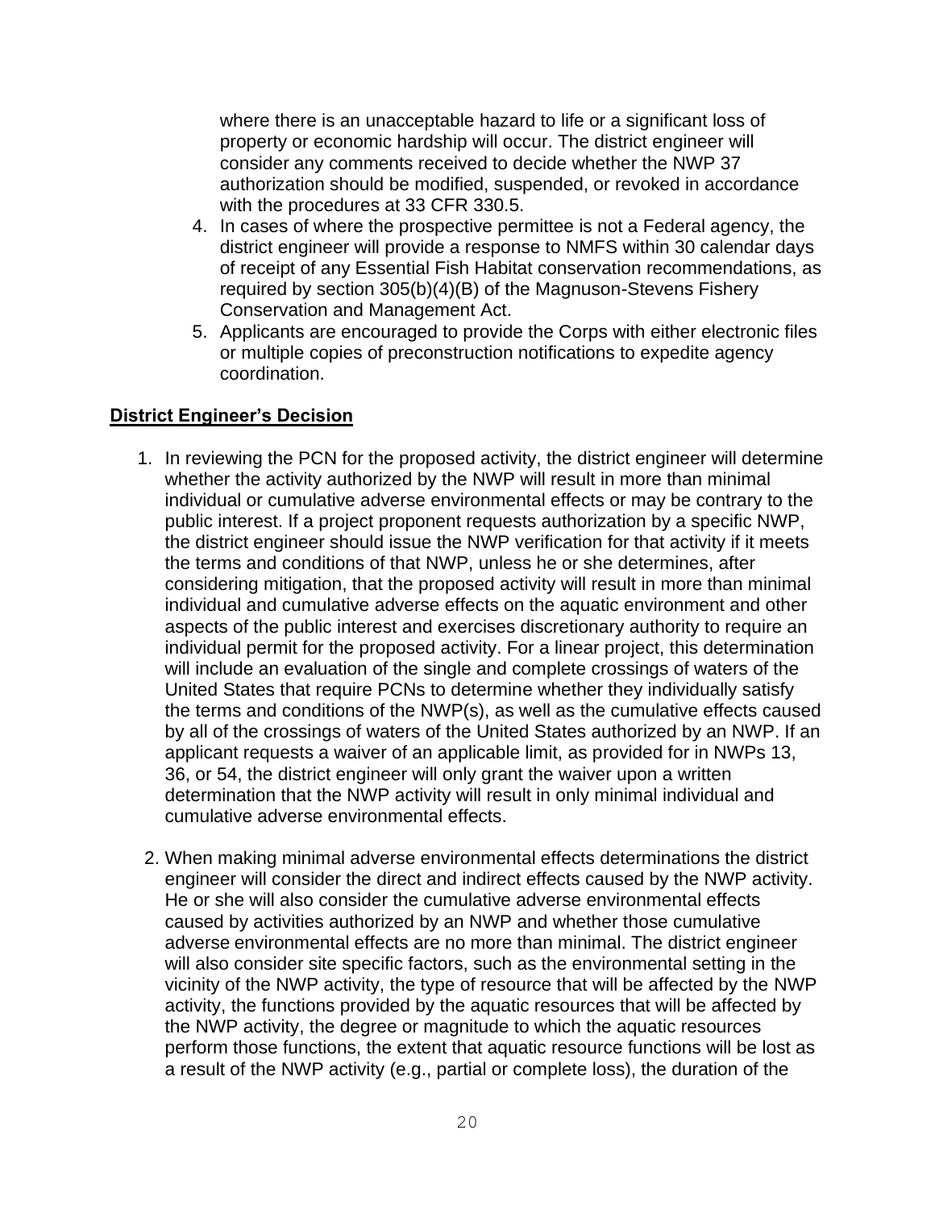where there is an unacceptable hazard to life or a significant loss of property or economic hardship will occur. The district engineer will consider any comments received to decide whether the NWP 37 authorization should be modified, suspended, or revoked in accordance with the procedures at 33 CFR 330.5.

4. In cases of where the prospective permittee is not a Federal agency, the district engineer will provide a response to NMFS within 30 calendar days of receipt of any Essential Fish Habitat conservation recommendations, as required by section 305(b)(4)(B) of the Magnuson-Stevens Fishery Conservation and Management Act.
5. Applicants are encouraged to provide the Corps with either electronic files or multiple copies of preconstruction notifications to expedite agency coordination.

## District Engineer's Decision

1. In reviewing the PCN for the proposed activity, the district engineer will determine whether the activity authorized by the NWP will result in more than minimal individual or cumulative adverse environmental effects or may be contrary to the public interest. If a project proponent requests authorization by a specific NWP, the district engineer should issue the NWP verification for that activity if it meets the terms and conditions of that NWP, unless he or she determines, after considering mitigation, that the proposed activity will result in more than minimal individual and cumulative adverse effects on the aquatic environment and other aspects of the public interest and exercises discretionary authority to require an individual permit for the proposed activity. For a linear project, this determination will include an evaluation of the single and complete crossings of waters of the United States that require PCNs to determine whether they individually satisfy the terms and conditions of the NWP(s), as well as the cumulative effects caused by all of the crossings of waters of the United States authorized by an NWP. If an applicant requests a waiver of an applicable limit, as provided for in NWPs 13, 36, or 54, the district engineer will only grant the waiver upon a written determination that the NWP activity will result in only minimal individual and cumulative adverse environmental effects.

2. When making minimal adverse environmental effects determinations the district engineer will consider the direct and indirect effects caused by the NWP activity. He or she will also consider the cumulative adverse environmental effects caused by activities authorized by an NWP and whether those cumulative adverse environmental effects are no more than minimal. The district engineer will also consider site specific factors, such as the environmental setting in the vicinity of the NWP activity, the type of resource that will be affected by the NWP activity, the functions provided by the aquatic resources that will be affected by the NWP activity, the degree or magnitude to which the aquatic resources perform those functions, the extent that aquatic resource functions will be lost as a result of the NWP activity (e.g., partial or complete loss), the duration of the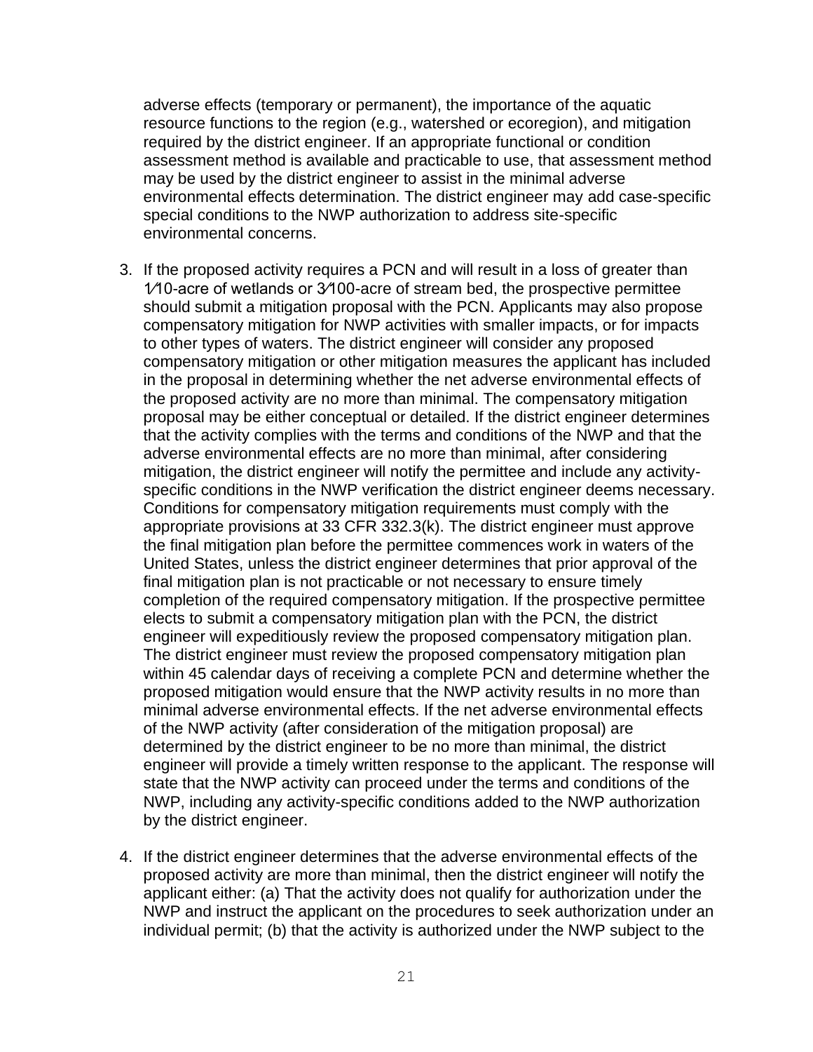adverse effects (temporary or permanent), the importance of the aquatic resource functions to the region (e.g., watershed or ecoregion), and mitigation required by the district engineer. If an appropriate functional or condition assessment method is available and practicable to use, that assessment method may be used by the district engineer to assist in the minimal adverse environmental effects determination. The district engineer may add case-specific special conditions to the NWP authorization to address site-specific environmental concerns.

3. If the proposed activity requires a PCN and will result in a loss of greater than 1⁄10-acre of wetlands or 3⁄100-acre of stream bed, the prospective permittee should submit a mitigation proposal with the PCN. Applicants may also propose compensatory mitigation for NWP activities with smaller impacts, or for impacts to other types of waters. The district engineer will consider any proposed compensatory mitigation or other mitigation measures the applicant has included in the proposal in determining whether the net adverse environmental effects of the proposed activity are no more than minimal. The compensatory mitigation proposal may be either conceptual or detailed. If the district engineer determines that the activity complies with the terms and conditions of the NWP and that the adverse environmental effects are no more than minimal, after considering mitigation, the district engineer will notify the permittee and include any activity-specific conditions in the NWP verification the district engineer deems necessary. Conditions for compensatory mitigation requirements must comply with the appropriate provisions at 33 CFR 332.3(k). The district engineer must approve the final mitigation plan before the permittee commences work in waters of the United States, unless the district engineer determines that prior approval of the final mitigation plan is not practicable or not necessary to ensure timely completion of the required compensatory mitigation. If the prospective permittee elects to submit a compensatory mitigation plan with the PCN, the district engineer will expeditiously review the proposed compensatory mitigation plan. The district engineer must review the proposed compensatory mitigation plan within 45 calendar days of receiving a complete PCN and determine whether the proposed mitigation would ensure that the NWP activity results in no more than minimal adverse environmental effects. If the net adverse environmental effects of the NWP activity (after consideration of the mitigation proposal) are determined by the district engineer to be no more than minimal, the district engineer will provide a timely written response to the applicant. The response will state that the NWP activity can proceed under the terms and conditions of the NWP, including any activity-specific conditions added to the NWP authorization by the district engineer.

4. If the district engineer determines that the adverse environmental effects of the proposed activity are more than minimal, then the district engineer will notify the applicant either: (a) That the activity does not qualify for authorization under the NWP and instruct the applicant on the procedures to seek authorization under an individual permit; (b) that the activity is authorized under the NWP subject to the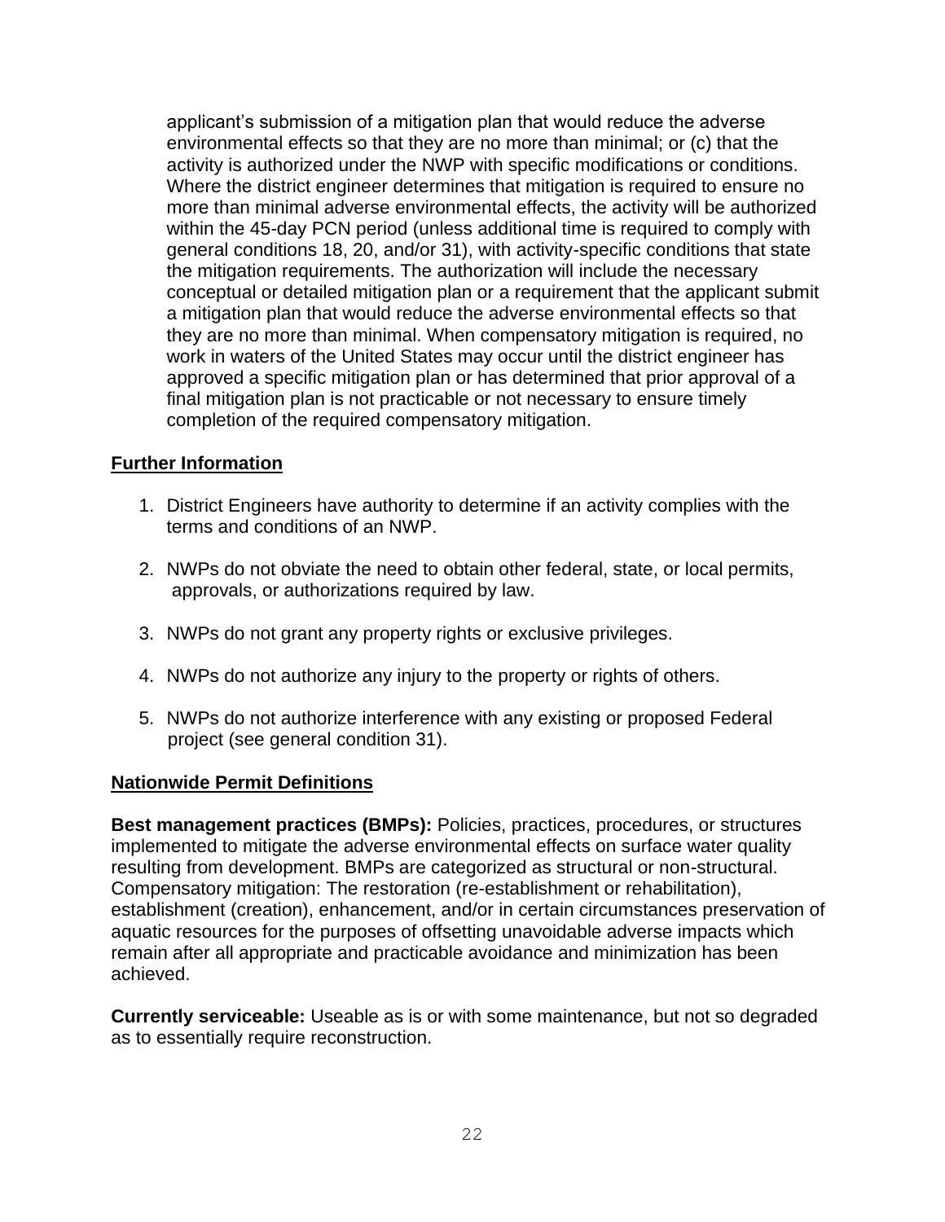applicant's submission of a mitigation plan that would reduce the adverse environmental effects so that they are no more than minimal; or (c) that the activity is authorized under the NWP with specific modifications or conditions. Where the district engineer determines that mitigation is required to ensure no more than minimal adverse environmental effects, the activity will be authorized within the 45-day PCN period (unless additional time is required to comply with general conditions 18, 20, and/or 31), with activity-specific conditions that state the mitigation requirements. The authorization will include the necessary conceptual or detailed mitigation plan or a requirement that the applicant submit a mitigation plan that would reduce the adverse environmental effects so that they are no more than minimal. When compensatory mitigation is required, no work in waters of the United States may occur until the district engineer has approved a specific mitigation plan or has determined that prior approval of a final mitigation plan is not practicable or not necessary to ensure timely completion of the required compensatory mitigation.

## Further Information

1. District Engineers have authority to determine if an activity complies with the terms and conditions of an NWP.

2. NWPs do not obviate the need to obtain other federal, state, or local permits, approvals, or authorizations required by law.

3. NWPs do not grant any property rights or exclusive privileges.

4. NWPs do not authorize any injury to the property or rights of others.

5. NWPs do not authorize interference with any existing or proposed Federal project (see general condition 31).

## Nationwide Permit Definitions

**Best management practices (BMPs):** Policies, practices, procedures, or structures implemented to mitigate the adverse environmental effects on surface water quality resulting from development. BMPs are categorized as structural or non-structural. Compensatory mitigation: The restoration (re-establishment or rehabilitation), establishment (creation), enhancement, and/or in certain circumstances preservation of aquatic resources for the purposes of offsetting unavoidable adverse impacts which remain after all appropriate and practicable avoidance and minimization has been achieved.

**Currently serviceable:** Useable as is or with some maintenance, but not so degraded as to essentially require reconstruction.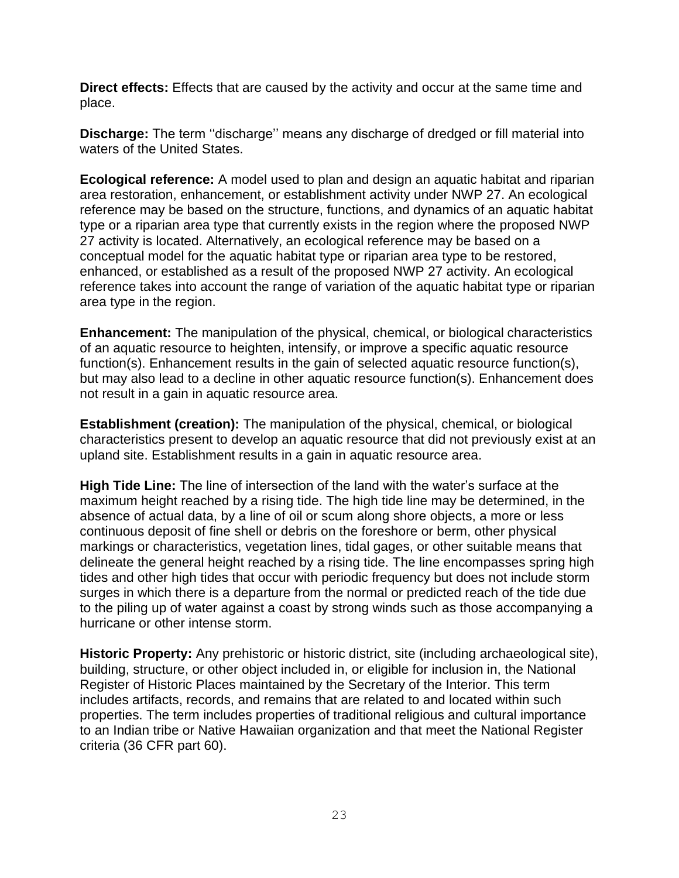**Direct effects:** Effects that are caused by the activity and occur at the same time and place.

**Discharge:** The term ''discharge'' means any discharge of dredged or fill material into waters of the United States.

**Ecological reference:** A model used to plan and design an aquatic habitat and riparian area restoration, enhancement, or establishment activity under NWP 27. An ecological reference may be based on the structure, functions, and dynamics of an aquatic habitat type or a riparian area type that currently exists in the region where the proposed NWP 27 activity is located. Alternatively, an ecological reference may be based on a conceptual model for the aquatic habitat type or riparian area type to be restored, enhanced, or established as a result of the proposed NWP 27 activity. An ecological reference takes into account the range of variation of the aquatic habitat type or riparian area type in the region.

**Enhancement:** The manipulation of the physical, chemical, or biological characteristics of an aquatic resource to heighten, intensify, or improve a specific aquatic resource function(s). Enhancement results in the gain of selected aquatic resource function(s), but may also lead to a decline in other aquatic resource function(s). Enhancement does not result in a gain in aquatic resource area.

**Establishment (creation):** The manipulation of the physical, chemical, or biological characteristics present to develop an aquatic resource that did not previously exist at an upland site. Establishment results in a gain in aquatic resource area.

**High Tide Line:** The line of intersection of the land with the water's surface at the maximum height reached by a rising tide. The high tide line may be determined, in the absence of actual data, by a line of oil or scum along shore objects, a more or less continuous deposit of fine shell or debris on the foreshore or berm, other physical markings or characteristics, vegetation lines, tidal gages, or other suitable means that delineate the general height reached by a rising tide. The line encompasses spring high tides and other high tides that occur with periodic frequency but does not include storm surges in which there is a departure from the normal or predicted reach of the tide due to the piling up of water against a coast by strong winds such as those accompanying a hurricane or other intense storm.

**Historic Property:** Any prehistoric or historic district, site (including archaeological site), building, structure, or other object included in, or eligible for inclusion in, the National Register of Historic Places maintained by the Secretary of the Interior. This term includes artifacts, records, and remains that are related to and located within such properties. The term includes properties of traditional religious and cultural importance to an Indian tribe or Native Hawaiian organization and that meet the National Register criteria (36 CFR part 60).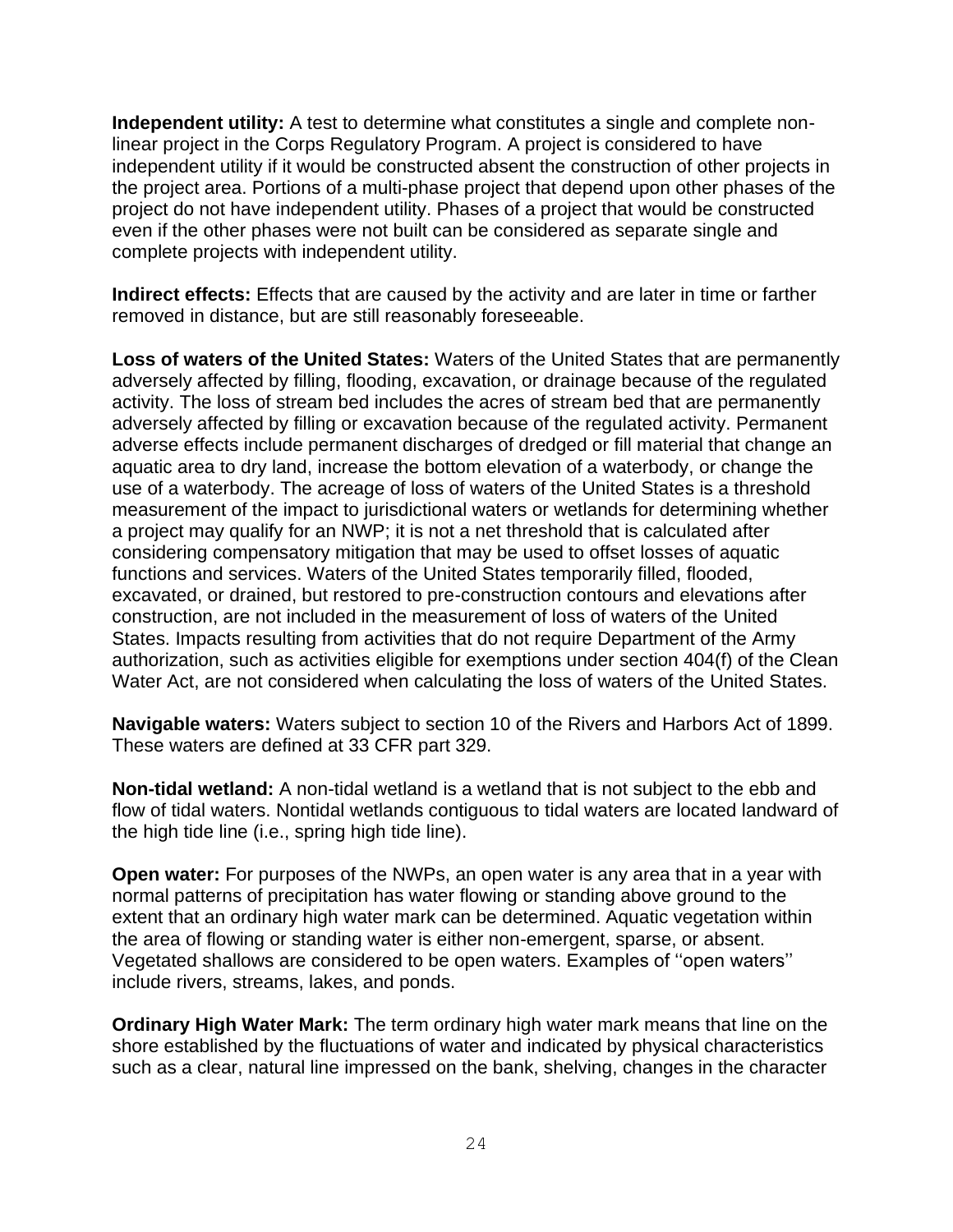**Independent utility:** A test to determine what constitutes a single and complete non-linear project in the Corps Regulatory Program. A project is considered to have independent utility if it would be constructed absent the construction of other projects in the project area. Portions of a multi-phase project that depend upon other phases of the project do not have independent utility. Phases of a project that would be constructed even if the other phases were not built can be considered as separate single and complete projects with independent utility.

**Indirect effects:** Effects that are caused by the activity and are later in time or farther removed in distance, but are still reasonably foreseeable.

**Loss of waters of the United States:** Waters of the United States that are permanently adversely affected by filling, flooding, excavation, or drainage because of the regulated activity. The loss of stream bed includes the acres of stream bed that are permanently adversely affected by filling or excavation because of the regulated activity. Permanent adverse effects include permanent discharges of dredged or fill material that change an aquatic area to dry land, increase the bottom elevation of a waterbody, or change the use of a waterbody. The acreage of loss of waters of the United States is a threshold measurement of the impact to jurisdictional waters or wetlands for determining whether a project may qualify for an NWP; it is not a net threshold that is calculated after considering compensatory mitigation that may be used to offset losses of aquatic functions and services. Waters of the United States temporarily filled, flooded, excavated, or drained, but restored to pre-construction contours and elevations after construction, are not included in the measurement of loss of waters of the United States. Impacts resulting from activities that do not require Department of the Army authorization, such as activities eligible for exemptions under section 404(f) of the Clean Water Act, are not considered when calculating the loss of waters of the United States.

**Navigable waters:** Waters subject to section 10 of the Rivers and Harbors Act of 1899. These waters are defined at 33 CFR part 329.

**Non-tidal wetland:** A non-tidal wetland is a wetland that is not subject to the ebb and flow of tidal waters. Nontidal wetlands contiguous to tidal waters are located landward of the high tide line (i.e., spring high tide line).

**Open water:** For purposes of the NWPs, an open water is any area that in a year with normal patterns of precipitation has water flowing or standing above ground to the extent that an ordinary high water mark can be determined. Aquatic vegetation within the area of flowing or standing water is either non-emergent, sparse, or absent. Vegetated shallows are considered to be open waters. Examples of ''open waters'' include rivers, streams, lakes, and ponds.

**Ordinary High Water Mark:** The term ordinary high water mark means that line on the shore established by the fluctuations of water and indicated by physical characteristics such as a clear, natural line impressed on the bank, shelving, changes in the character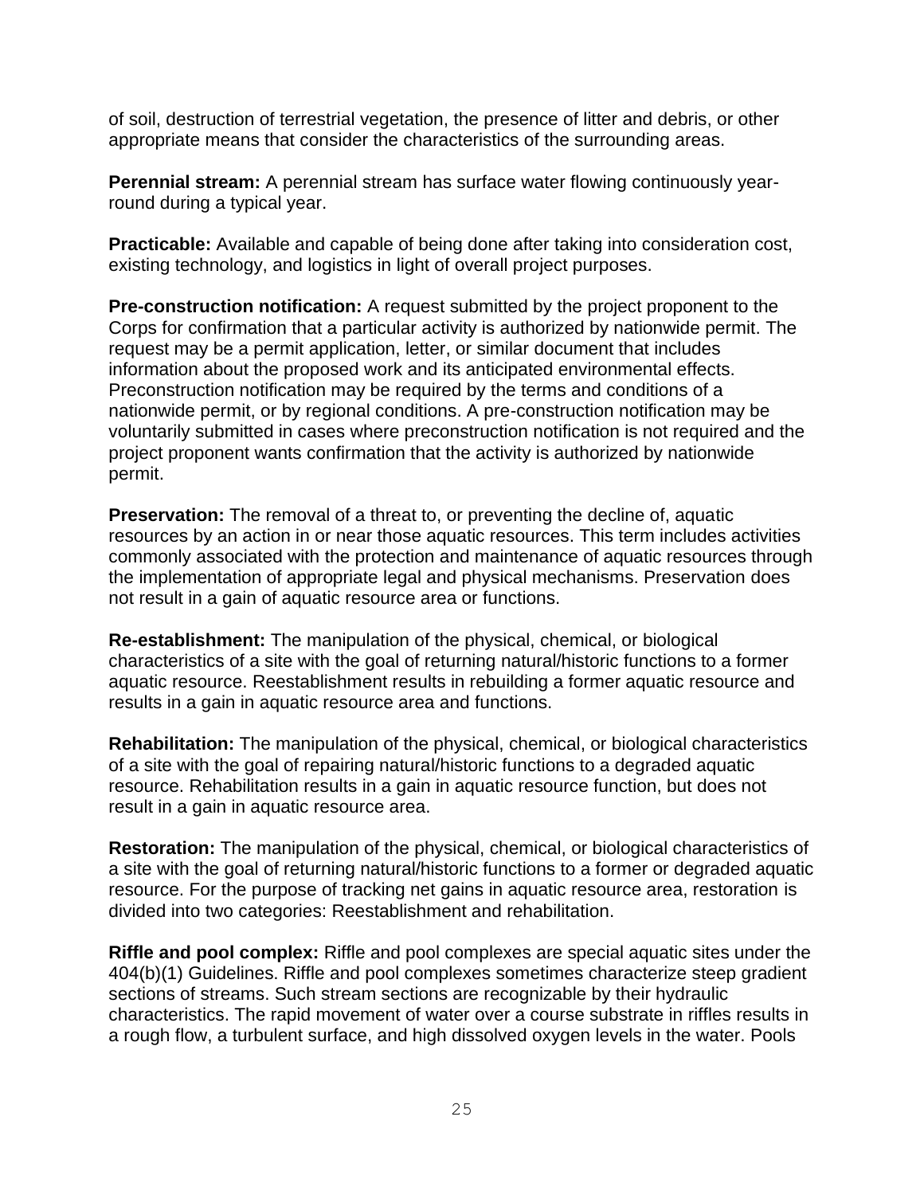of soil, destruction of terrestrial vegetation, the presence of litter and debris, or other appropriate means that consider the characteristics of the surrounding areas.

**Perennial stream:** A perennial stream has surface water flowing continuously year-round during a typical year.

**Practicable:** Available and capable of being done after taking into consideration cost, existing technology, and logistics in light of overall project purposes.

**Pre-construction notification:** A request submitted by the project proponent to the Corps for confirmation that a particular activity is authorized by nationwide permit. The request may be a permit application, letter, or similar document that includes information about the proposed work and its anticipated environmental effects. Preconstruction notification may be required by the terms and conditions of a nationwide permit, or by regional conditions. A pre-construction notification may be voluntarily submitted in cases where preconstruction notification is not required and the project proponent wants confirmation that the activity is authorized by nationwide permit.

**Preservation:** The removal of a threat to, or preventing the decline of, aquatic resources by an action in or near those aquatic resources. This term includes activities commonly associated with the protection and maintenance of aquatic resources through the implementation of appropriate legal and physical mechanisms. Preservation does not result in a gain of aquatic resource area or functions.

**Re-establishment:** The manipulation of the physical, chemical, or biological characteristics of a site with the goal of returning natural/historic functions to a former aquatic resource. Reestablishment results in rebuilding a former aquatic resource and results in a gain in aquatic resource area and functions.

**Rehabilitation:** The manipulation of the physical, chemical, or biological characteristics of a site with the goal of repairing natural/historic functions to a degraded aquatic resource. Rehabilitation results in a gain in aquatic resource function, but does not result in a gain in aquatic resource area.

**Restoration:** The manipulation of the physical, chemical, or biological characteristics of a site with the goal of returning natural/historic functions to a former or degraded aquatic resource. For the purpose of tracking net gains in aquatic resource area, restoration is divided into two categories: Reestablishment and rehabilitation.

**Riffle and pool complex:** Riffle and pool complexes are special aquatic sites under the 404(b)(1) Guidelines. Riffle and pool complexes sometimes characterize steep gradient sections of streams. Such stream sections are recognizable by their hydraulic characteristics. The rapid movement of water over a course substrate in riffles results in a rough flow, a turbulent surface, and high dissolved oxygen levels in the water. Pools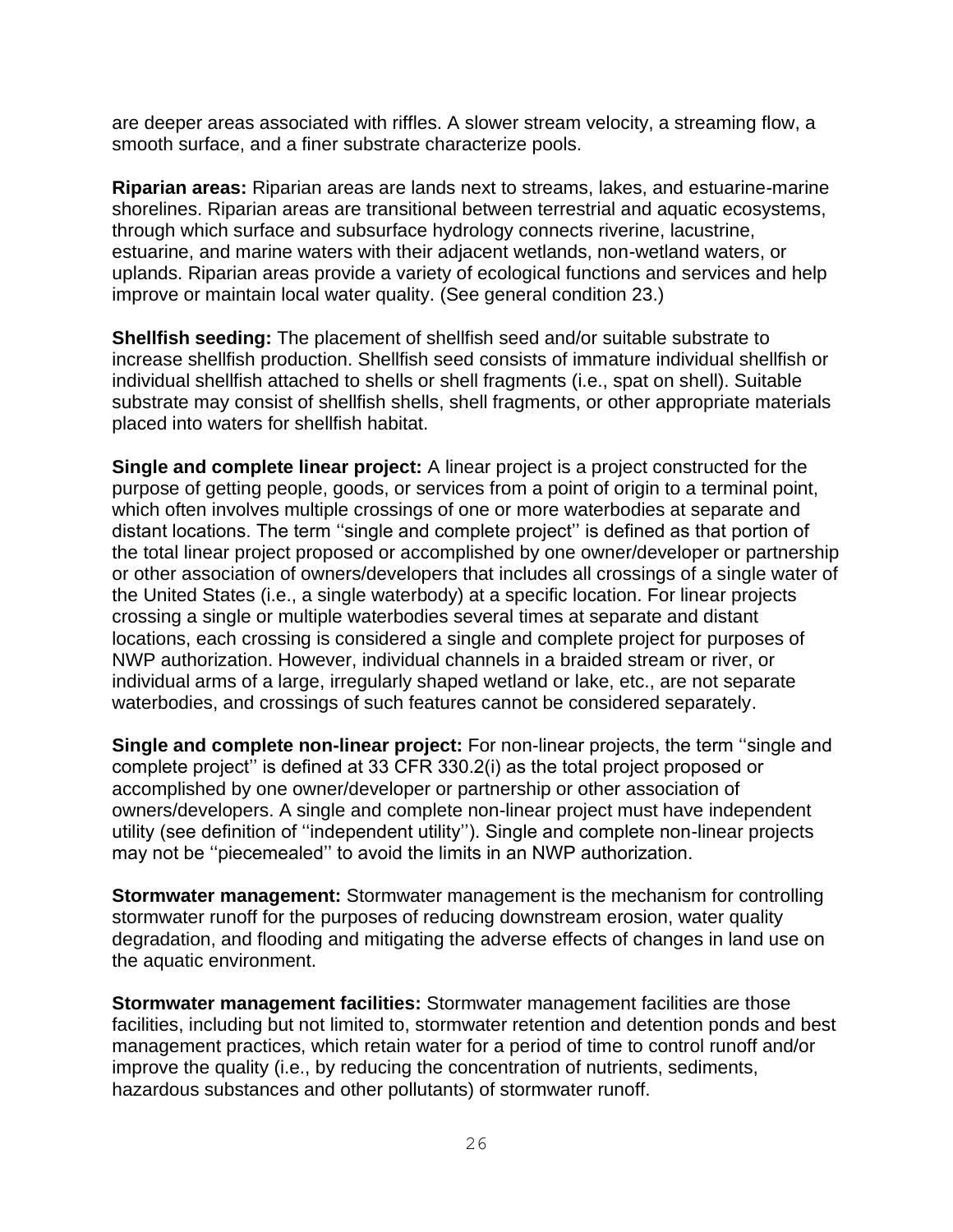are deeper areas associated with riffles. A slower stream velocity, a streaming flow, a smooth surface, and a finer substrate characterize pools.

**Riparian areas:** Riparian areas are lands next to streams, lakes, and estuarine-marine shorelines. Riparian areas are transitional between terrestrial and aquatic ecosystems, through which surface and subsurface hydrology connects riverine, lacustrine, estuarine, and marine waters with their adjacent wetlands, non-wetland waters, or uplands. Riparian areas provide a variety of ecological functions and services and help improve or maintain local water quality. (See general condition 23.)

**Shellfish seeding:** The placement of shellfish seed and/or suitable substrate to increase shellfish production. Shellfish seed consists of immature individual shellfish or individual shellfish attached to shells or shell fragments (i.e., spat on shell). Suitable substrate may consist of shellfish shells, shell fragments, or other appropriate materials placed into waters for shellfish habitat.

**Single and complete linear project:** A linear project is a project constructed for the purpose of getting people, goods, or services from a point of origin to a terminal point, which often involves multiple crossings of one or more waterbodies at separate and distant locations. The term ''single and complete project'' is defined as that portion of the total linear project proposed or accomplished by one owner/developer or partnership or other association of owners/developers that includes all crossings of a single water of the United States (i.e., a single waterbody) at a specific location. For linear projects crossing a single or multiple waterbodies several times at separate and distant locations, each crossing is considered a single and complete project for purposes of NWP authorization. However, individual channels in a braided stream or river, or individual arms of a large, irregularly shaped wetland or lake, etc., are not separate waterbodies, and crossings of such features cannot be considered separately.

**Single and complete non-linear project:** For non-linear projects, the term ''single and complete project'' is defined at 33 CFR 330.2(i) as the total project proposed or accomplished by one owner/developer or partnership or other association of owners/developers. A single and complete non-linear project must have independent utility (see definition of ''independent utility''). Single and complete non-linear projects may not be ''piecemealed'' to avoid the limits in an NWP authorization.

**Stormwater management:** Stormwater management is the mechanism for controlling stormwater runoff for the purposes of reducing downstream erosion, water quality degradation, and flooding and mitigating the adverse effects of changes in land use on the aquatic environment.

**Stormwater management facilities:** Stormwater management facilities are those facilities, including but not limited to, stormwater retention and detention ponds and best management practices, which retain water for a period of time to control runoff and/or improve the quality (i.e., by reducing the concentration of nutrients, sediments, hazardous substances and other pollutants) of stormwater runoff.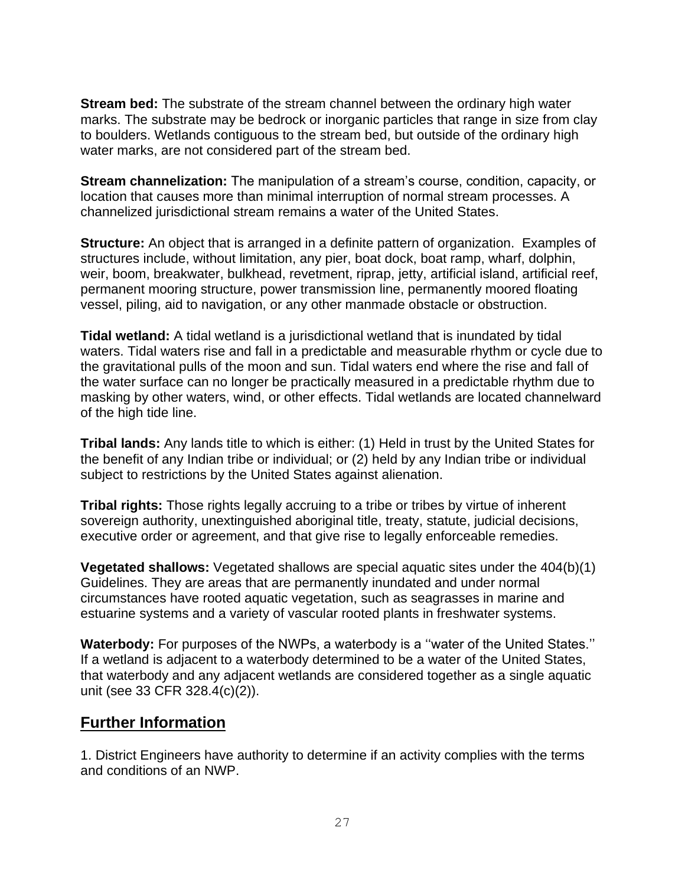**Stream bed:** The substrate of the stream channel between the ordinary high water marks. The substrate may be bedrock or inorganic particles that range in size from clay to boulders. Wetlands contiguous to the stream bed, but outside of the ordinary high water marks, are not considered part of the stream bed.

**Stream channelization:** The manipulation of a stream's course, condition, capacity, or location that causes more than minimal interruption of normal stream processes. A channelized jurisdictional stream remains a water of the United States.

**Structure:** An object that is arranged in a definite pattern of organization. Examples of structures include, without limitation, any pier, boat dock, boat ramp, wharf, dolphin, weir, boom, breakwater, bulkhead, revetment, riprap, jetty, artificial island, artificial reef, permanent mooring structure, power transmission line, permanently moored floating vessel, piling, aid to navigation, or any other manmade obstacle or obstruction.

**Tidal wetland:** A tidal wetland is a jurisdictional wetland that is inundated by tidal waters. Tidal waters rise and fall in a predictable and measurable rhythm or cycle due to the gravitational pulls of the moon and sun. Tidal waters end where the rise and fall of the water surface can no longer be practically measured in a predictable rhythm due to masking by other waters, wind, or other effects. Tidal wetlands are located channelward of the high tide line.

**Tribal lands:** Any lands title to which is either: (1) Held in trust by the United States for the benefit of any Indian tribe or individual; or (2) held by any Indian tribe or individual subject to restrictions by the United States against alienation.

**Tribal rights:** Those rights legally accruing to a tribe or tribes by virtue of inherent sovereign authority, unextinguished aboriginal title, treaty, statute, judicial decisions, executive order or agreement, and that give rise to legally enforceable remedies.

**Vegetated shallows:** Vegetated shallows are special aquatic sites under the 404(b)(1) Guidelines. They are areas that are permanently inundated and under normal circumstances have rooted aquatic vegetation, such as seagrasses in marine and estuarine systems and a variety of vascular rooted plants in freshwater systems.

**Waterbody:** For purposes of the NWPs, a waterbody is a ''water of the United States.'' If a wetland is adjacent to a waterbody determined to be a water of the United States, that waterbody and any adjacent wetlands are considered together as a single aquatic unit (see 33 CFR 328.4(c)(2)).

## Further Information

1. District Engineers have authority to determine if an activity complies with the terms and conditions of an NWP.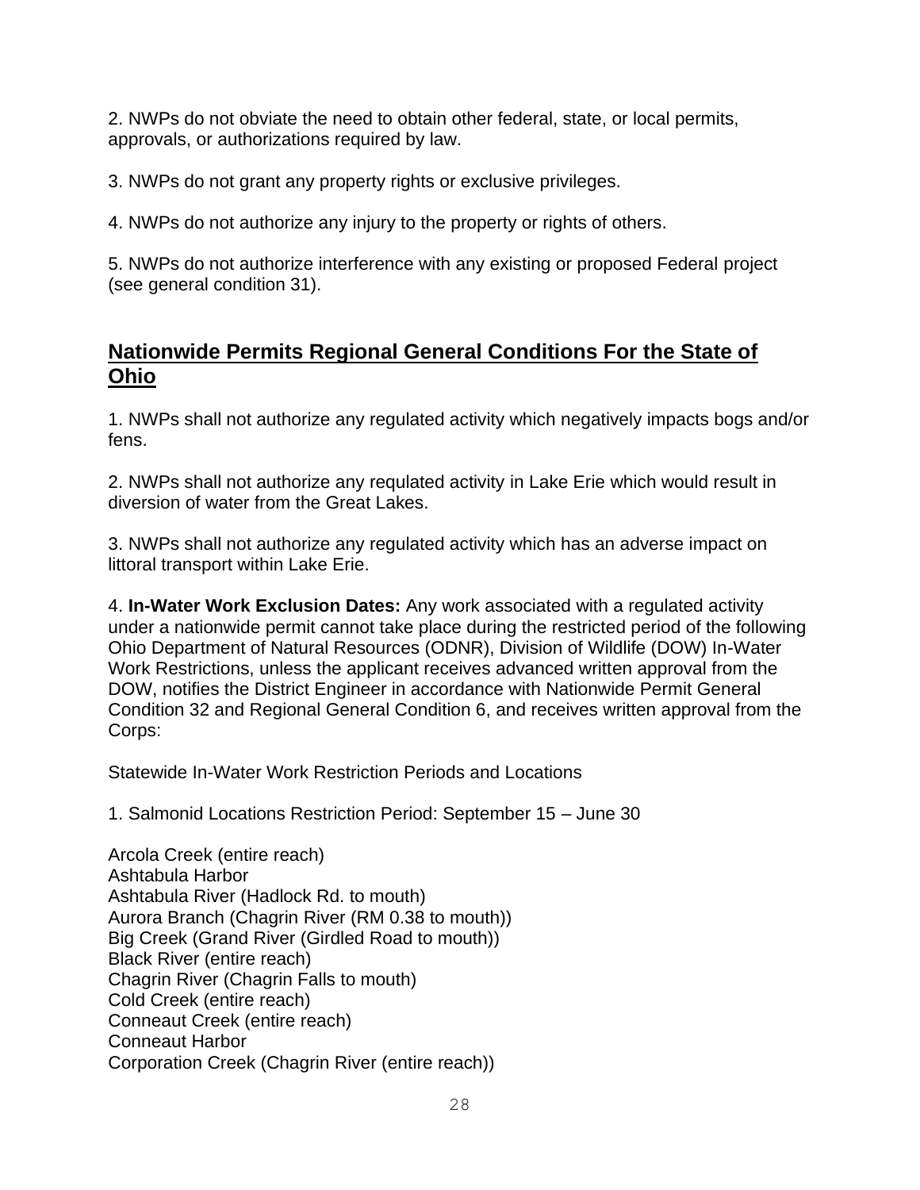2. NWPs do not obviate the need to obtain other federal, state, or local permits, approvals, or authorizations required by law.

3. NWPs do not grant any property rights or exclusive privileges.

4. NWPs do not authorize any injury to the property or rights of others.

5. NWPs do not authorize interference with any existing or proposed Federal project (see general condition 31).

## Nationwide Permits Regional General Conditions For the State of Ohio

1. NWPs shall not authorize any regulated activity which negatively impacts bogs and/or fens.

2. NWPs shall not authorize any requlated activity in Lake Erie which would result in diversion of water from the Great Lakes.

3. NWPs shall not authorize any regulated activity which has an adverse impact on littoral transport within Lake Erie.

4. **In-Water Work Exclusion Dates:** Any work associated with a regulated activity under a nationwide permit cannot take place during the restricted period of the following Ohio Department of Natural Resources (ODNR), Division of Wildlife (DOW) In-Water Work Restrictions, unless the applicant receives advanced written approval from the DOW, notifies the District Engineer in accordance with Nationwide Permit General Condition 32 and Regional General Condition 6, and receives written approval from the Corps:

Statewide In-Water Work Restriction Periods and Locations

1. Salmonid Locations Restriction Period: September 15 – June 30

Arcola Creek (entire reach)
Ashtabula Harbor
Ashtabula River (Hadlock Rd. to mouth)
Aurora Branch (Chagrin River (RM 0.38 to mouth))
Big Creek (Grand River (Girdled Road to mouth))
Black River (entire reach)
Chagrin River (Chagrin Falls to mouth)
Cold Creek (entire reach)
Conneaut Creek (entire reach)
Conneaut Harbor
Corporation Creek (Chagrin River (entire reach))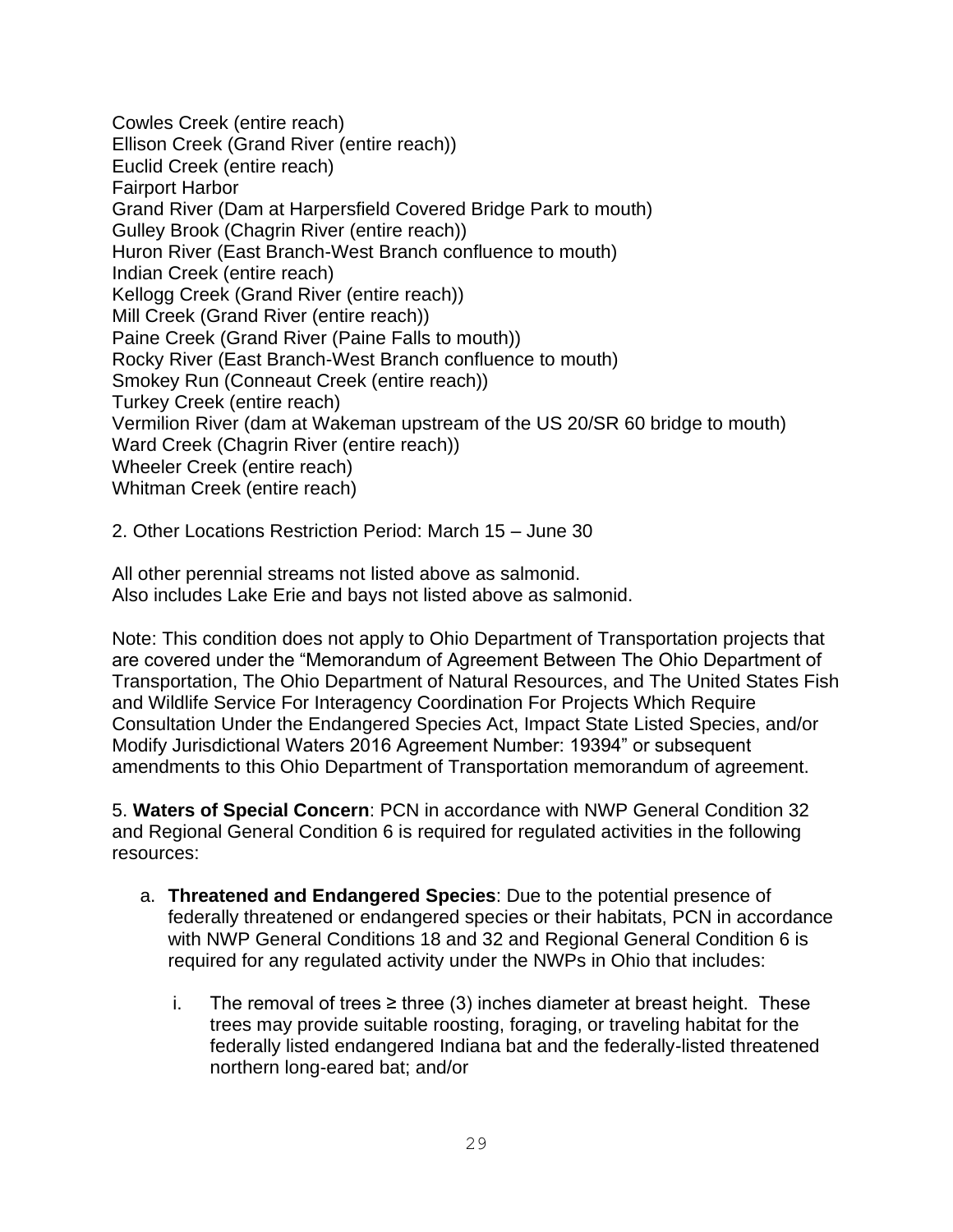Cowles Creek (entire reach)
Ellison Creek (Grand River (entire reach))
Euclid Creek (entire reach)
Fairport Harbor
Grand River (Dam at Harpersfield Covered Bridge Park to mouth)
Gulley Brook (Chagrin River (entire reach))
Huron River (East Branch-West Branch confluence to mouth)
Indian Creek (entire reach)
Kellogg Creek (Grand River (entire reach))
Mill Creek (Grand River (entire reach))
Paine Creek (Grand River (Paine Falls to mouth))
Rocky River (East Branch-West Branch confluence to mouth)
Smokey Run (Conneaut Creek (entire reach))
Turkey Creek (entire reach)
Vermilion River (dam at Wakeman upstream of the US 20/SR 60 bridge to mouth)
Ward Creek (Chagrin River (entire reach))
Wheeler Creek (entire reach)
Whitman Creek (entire reach)

2. Other Locations Restriction Period: March 15 – June 30

All other perennial streams not listed above as salmonid.
Also includes Lake Erie and bays not listed above as salmonid.

Note: This condition does not apply to Ohio Department of Transportation projects that are covered under the "Memorandum of Agreement Between The Ohio Department of Transportation, The Ohio Department of Natural Resources, and The United States Fish and Wildlife Service For Interagency Coordination For Projects Which Require Consultation Under the Endangered Species Act, Impact State Listed Species, and/or Modify Jurisdictional Waters 2016 Agreement Number: 19394" or subsequent amendments to this Ohio Department of Transportation memorandum of agreement.

5. **Waters of Special Concern**: PCN in accordance with NWP General Condition 32 and Regional General Condition 6 is required for regulated activities in the following resources:

a. **Threatened and Endangered Species**: Due to the potential presence of federally threatened or endangered species or their habitats, PCN in accordance with NWP General Conditions 18 and 32 and Regional General Condition 6 is required for any regulated activity under the NWPs in Ohio that includes:

   i. The removal of trees ≥ three (3) inches diameter at breast height. These trees may provide suitable roosting, foraging, or traveling habitat for the federally listed endangered Indiana bat and the federally-listed threatened northern long-eared bat; and/or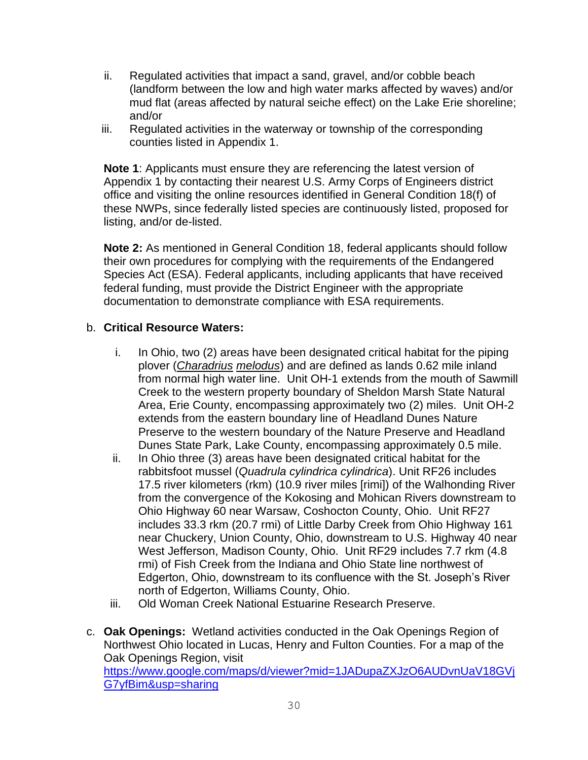ii. Regulated activities that impact a sand, gravel, and/or cobble beach (landform between the low and high water marks affected by waves) and/or mud flat (areas affected by natural seiche effect) on the Lake Erie shoreline; and/or

iii. Regulated activities in the waterway or township of the corresponding counties listed in Appendix 1.

**Note 1**: Applicants must ensure they are referencing the latest version of Appendix 1 by contacting their nearest U.S. Army Corps of Engineers district office and visiting the online resources identified in General Condition 18(f) of these NWPs, since federally listed species are continuously listed, proposed for listing, and/or de-listed.

**Note 2:** As mentioned in General Condition 18, federal applicants should follow their own procedures for complying with the requirements of the Endangered Species Act (ESA). Federal applicants, including applicants that have received federal funding, must provide the District Engineer with the appropriate documentation to demonstrate compliance with ESA requirements.

b. **Critical Resource Waters:**

i. In Ohio, two (2) areas have been designated critical habitat for the piping plover (*Charadrius melodus*) and are defined as lands 0.62 mile inland from normal high water line. Unit OH-1 extends from the mouth of Sawmill Creek to the western property boundary of Sheldon Marsh State Natural Area, Erie County, encompassing approximately two (2) miles. Unit OH-2 extends from the eastern boundary line of Headland Dunes Nature Preserve to the western boundary of the Nature Preserve and Headland Dunes State Park, Lake County, encompassing approximately 0.5 mile.

ii. In Ohio three (3) areas have been designated critical habitat for the rabbitsfoot mussel (*Quadrula cylindrica cylindrica*). Unit RF26 includes 17.5 river kilometers (rkm) (10.9 river miles [rimi]) of the Walhonding River from the convergence of the Kokosing and Mohican Rivers downstream to Ohio Highway 60 near Warsaw, Coshocton County, Ohio. Unit RF27 includes 33.3 rkm (20.7 rmi) of Little Darby Creek from Ohio Highway 161 near Chuckery, Union County, Ohio, downstream to U.S. Highway 40 near West Jefferson, Madison County, Ohio. Unit RF29 includes 7.7 rkm (4.8 rmi) of Fish Creek from the Indiana and Ohio State line northwest of Edgerton, Ohio, downstream to its confluence with the St. Joseph's River north of Edgerton, Williams County, Ohio.

iii. Old Woman Creek National Estuarine Research Preserve.

c. **Oak Openings:** Wetland activities conducted in the Oak Openings Region of Northwest Ohio located in Lucas, Henry and Fulton Counties. For a map of the Oak Openings Region, visit https://www.google.com/maps/d/viewer?mid=1JADupaZXJzO6AUDvnUaV18GVjG7yfBim&usp=sharing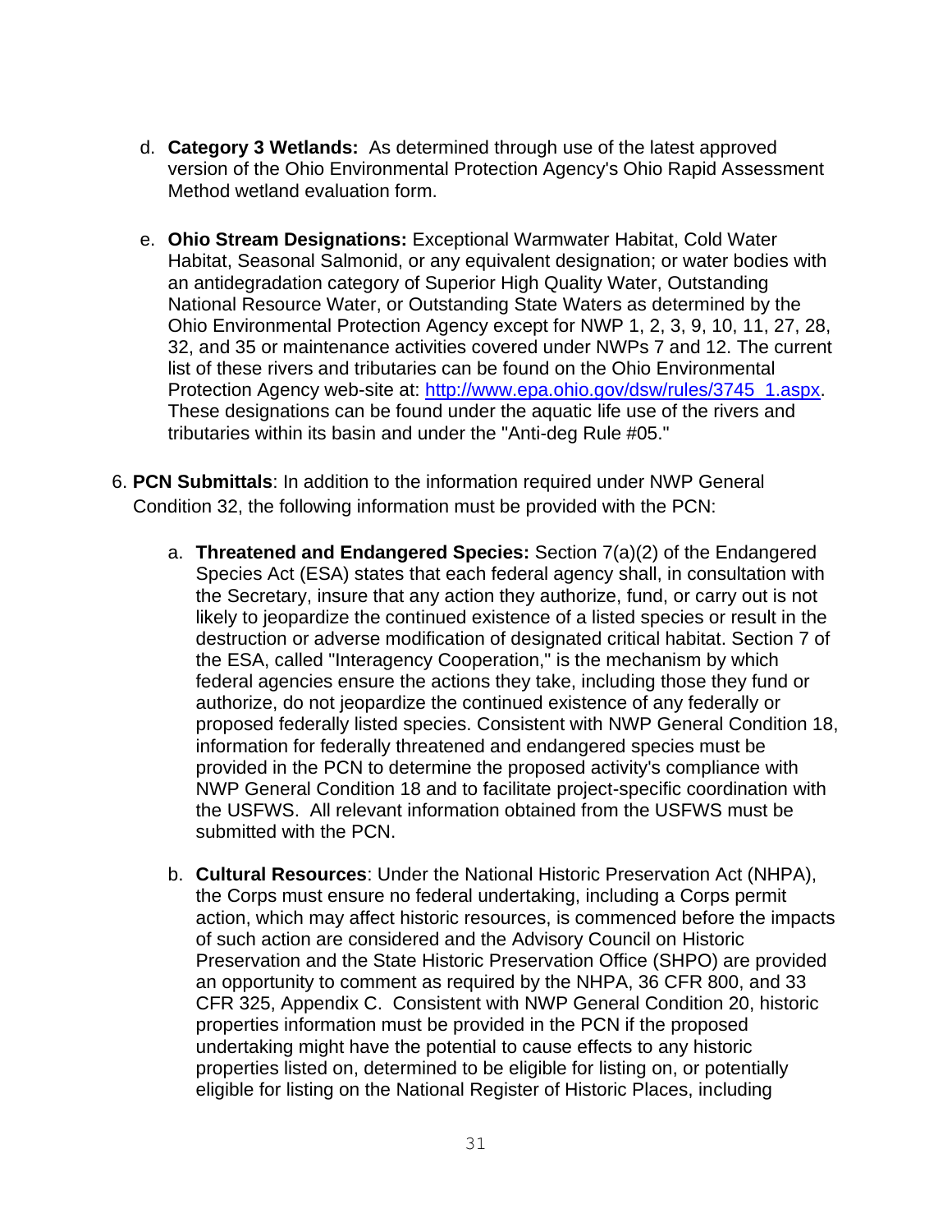d. **Category 3 Wetlands:** As determined through use of the latest approved version of the Ohio Environmental Protection Agency's Ohio Rapid Assessment Method wetland evaluation form.

e. **Ohio Stream Designations:** Exceptional Warmwater Habitat, Cold Water Habitat, Seasonal Salmonid, or any equivalent designation; or water bodies with an antidegradation category of Superior High Quality Water, Outstanding National Resource Water, or Outstanding State Waters as determined by the Ohio Environmental Protection Agency except for NWP 1, 2, 3, 9, 10, 11, 27, 28, 32, and 35 or maintenance activities covered under NWPs 7 and 12. The current list of these rivers and tributaries can be found on the Ohio Environmental Protection Agency web-site at: [http://www.epa.ohio.gov/dsw/rules/3745_1.aspx](http://www.epa.ohio.gov/dsw/rules/3745_1.aspx). These designations can be found under the aquatic life use of the rivers and tributaries within its basin and under the "Anti-deg Rule #05."

6. **PCN Submittals**: In addition to the information required under NWP General Condition 32, the following information must be provided with the PCN:

   a. **Threatened and Endangered Species:** Section 7(a)(2) of the Endangered Species Act (ESA) states that each federal agency shall, in consultation with the Secretary, insure that any action they authorize, fund, or carry out is not likely to jeopardize the continued existence of a listed species or result in the destruction or adverse modification of designated critical habitat. Section 7 of the ESA, called "Interagency Cooperation," is the mechanism by which federal agencies ensure the actions they take, including those they fund or authorize, do not jeopardize the continued existence of any federally or proposed federally listed species. Consistent with NWP General Condition 18, information for federally threatened and endangered species must be provided in the PCN to determine the proposed activity's compliance with NWP General Condition 18 and to facilitate project-specific coordination with the USFWS. All relevant information obtained from the USFWS must be submitted with the PCN.

   b. **Cultural Resources**: Under the National Historic Preservation Act (NHPA), the Corps must ensure no federal undertaking, including a Corps permit action, which may affect historic resources, is commenced before the impacts of such action are considered and the Advisory Council on Historic Preservation and the State Historic Preservation Office (SHPO) are provided an opportunity to comment as required by the NHPA, 36 CFR 800, and 33 CFR 325, Appendix C. Consistent with NWP General Condition 20, historic properties information must be provided in the PCN if the proposed undertaking might have the potential to cause effects to any historic properties listed on, determined to be eligible for listing on, or potentially eligible for listing on the National Register of Historic Places, including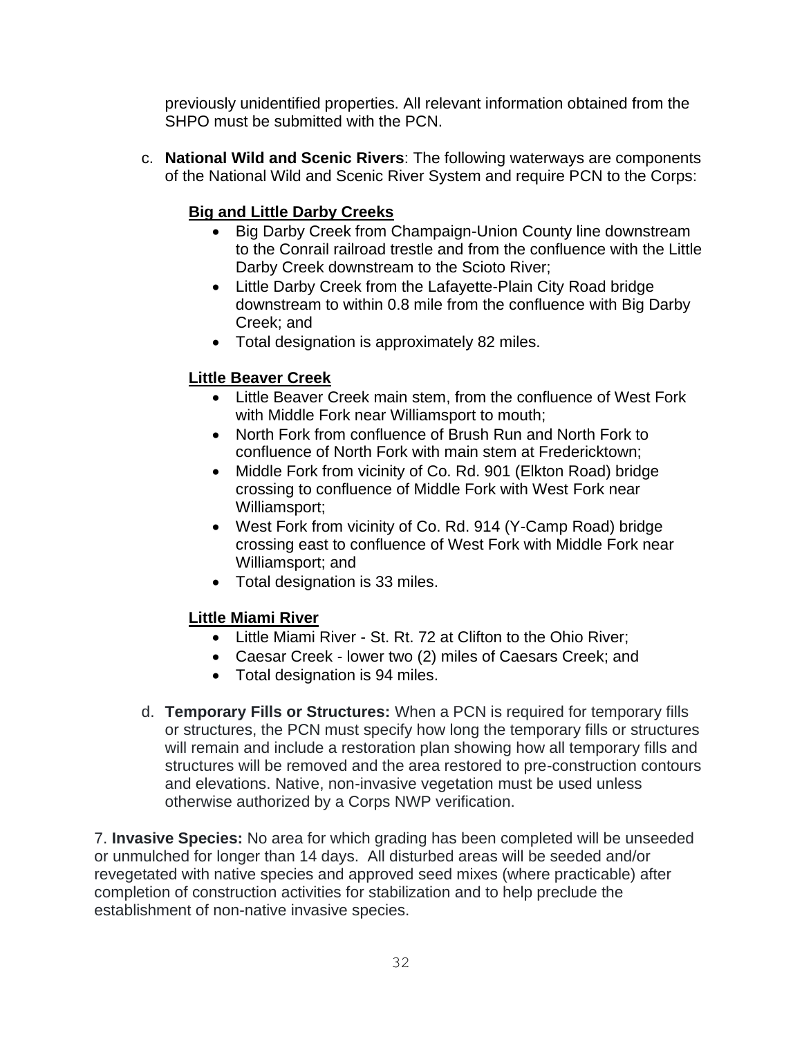previously unidentified properties. All relevant information obtained from the SHPO must be submitted with the PCN.

c. **National Wild and Scenic Rivers**: The following waterways are components of the National Wild and Scenic River System and require PCN to the Corps:

**Big and Little Darby Creeks**

- Big Darby Creek from Champaign-Union County line downstream to the Conrail railroad trestle and from the confluence with the Little Darby Creek downstream to the Scioto River;
- Little Darby Creek from the Lafayette-Plain City Road bridge downstream to within 0.8 mile from the confluence with Big Darby Creek; and
- Total designation is approximately 82 miles.

**Little Beaver Creek**

- Little Beaver Creek main stem, from the confluence of West Fork with Middle Fork near Williamsport to mouth;
- North Fork from confluence of Brush Run and North Fork to confluence of North Fork with main stem at Fredericktown;
- Middle Fork from vicinity of Co. Rd. 901 (Elkton Road) bridge crossing to confluence of Middle Fork with West Fork near Williamsport;
- West Fork from vicinity of Co. Rd. 914 (Y-Camp Road) bridge crossing east to confluence of West Fork with Middle Fork near Williamsport; and
- Total designation is 33 miles.

**Little Miami River**

- Little Miami River - St. Rt. 72 at Clifton to the Ohio River;
- Caesar Creek - lower two (2) miles of Caesars Creek; and
- Total designation is 94 miles.

d. **Temporary Fills or Structures:** When a PCN is required for temporary fills or structures, the PCN must specify how long the temporary fills or structures will remain and include a restoration plan showing how all temporary fills and structures will be removed and the area restored to pre-construction contours and elevations. Native, non-invasive vegetation must be used unless otherwise authorized by a Corps NWP verification.

7. **Invasive Species:** No area for which grading has been completed will be unseeded or unmulched for longer than 14 days. All disturbed areas will be seeded and/or revegetated with native species and approved seed mixes (where practicable) after completion of construction activities for stabilization and to help preclude the establishment of non-native invasive species.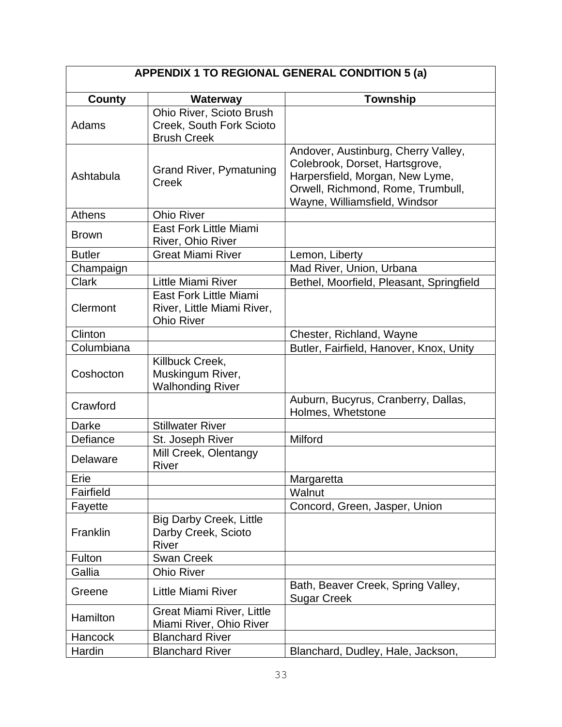| APPENDIX 1 TO REGIONAL GENERAL CONDITION 5 (a) | | |
|---|---|---|
| **County** | **Waterway** | **Township** |
| Adams | Ohio River, Scioto Brush Creek, South Fork Scioto Brush Creek | |
| Ashtabula | Grand River, Pymatuning Creek | Andover, Austinburg, Cherry Valley, Colebrook, Dorset, Hartsgrove, Harpersfield, Morgan, New Lyme, Orwell, Richmond, Rome, Trumbull, Wayne, Williamsfield, Windsor |
| Athens | Ohio River | |
| Brown | East Fork Little Miami River, Ohio River | |
| Butler | Great Miami River | Lemon, Liberty |
| Champaign | | Mad River, Union, Urbana |
| Clark | Little Miami River | Bethel, Moorfield, Pleasant, Springfield |
| Clermont | East Fork Little Miami River, Little Miami River, Ohio River | |
| Clinton | | Chester, Richland, Wayne |
| Columbiana | | Butler, Fairfield, Hanover, Knox, Unity |
| Coshocton | Killbuck Creek, Muskingum River, Walhonding River | |
| Crawford | | Auburn, Bucyrus, Cranberry, Dallas, Holmes, Whetstone |
| Darke | Stillwater River | |
| Defiance | St. Joseph River | Milford |
| Delaware | Mill Creek, Olentangy River | |
| Erie | | Margaretta |
| Fairfield | | Walnut |
| Fayette | | Concord, Green, Jasper, Union |
| Franklin | Big Darby Creek, Little Darby Creek, Scioto River | |
| Fulton | Swan Creek | |
| Gallia | Ohio River | |
| Greene | Little Miami River | Bath, Beaver Creek, Spring Valley, Sugar Creek |
| Hamilton | Great Miami River, Little Miami River, Ohio River | |
| Hancock | Blanchard River | |
| Hardin | Blanchard River | Blanchard, Dudley, Hale, Jackson, |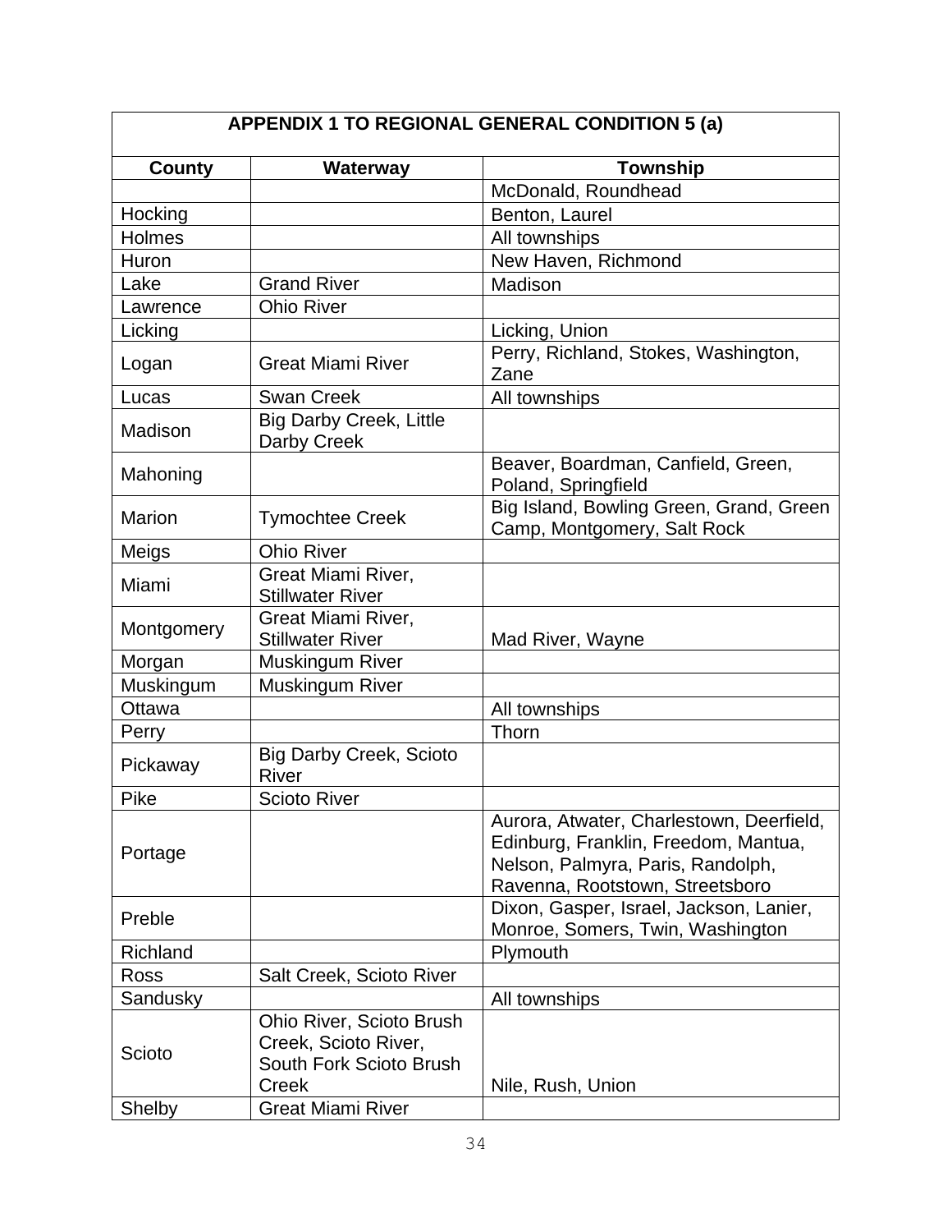| APPENDIX 1 TO REGIONAL GENERAL CONDITION 5 (a) | | |
|---|---|---|
| **County** | **Waterway** | **Township** |
| | | McDonald, Roundhead |
| Hocking | | Benton, Laurel |
| Holmes | | All townships |
| Huron | | New Haven, Richmond |
| Lake | Grand River | Madison |
| Lawrence | Ohio River | |
| Licking | | Licking, Union |
| Logan | Great Miami River | Perry, Richland, Stokes, Washington, Zane |
| Lucas | Swan Creek | All townships |
| Madison | Big Darby Creek, Little Darby Creek | |
| Mahoning | | Beaver, Boardman, Canfield, Green, Poland, Springfield |
| Marion | Tymochtee Creek | Big Island, Bowling Green, Grand, Green Camp, Montgomery, Salt Rock |
| Meigs | Ohio River | |
| Miami | Great Miami River, Stillwater River | |
| Montgomery | Great Miami River, Stillwater River | Mad River, Wayne |
| Morgan | Muskingum River | |
| Muskingum | Muskingum River | |
| Ottawa | | All townships |
| Perry | | Thorn |
| Pickaway | Big Darby Creek, Scioto River | |
| Pike | Scioto River | |
| Portage | | Aurora, Atwater, Charlestown, Deerfield, Edinburg, Franklin, Freedom, Mantua, Nelson, Palmyra, Paris, Randolph, Ravenna, Rootstown, Streetsboro |
| Preble | | Dixon, Gasper, Israel, Jackson, Lanier, Monroe, Somers, Twin, Washington |
| Richland | | Plymouth |
| Ross | Salt Creek, Scioto River | |
| Sandusky | | All townships |
| Scioto | Ohio River, Scioto Brush Creek, Scioto River, South Fork Scioto Brush Creek | Nile, Rush, Union |
| Shelby | Great Miami River | |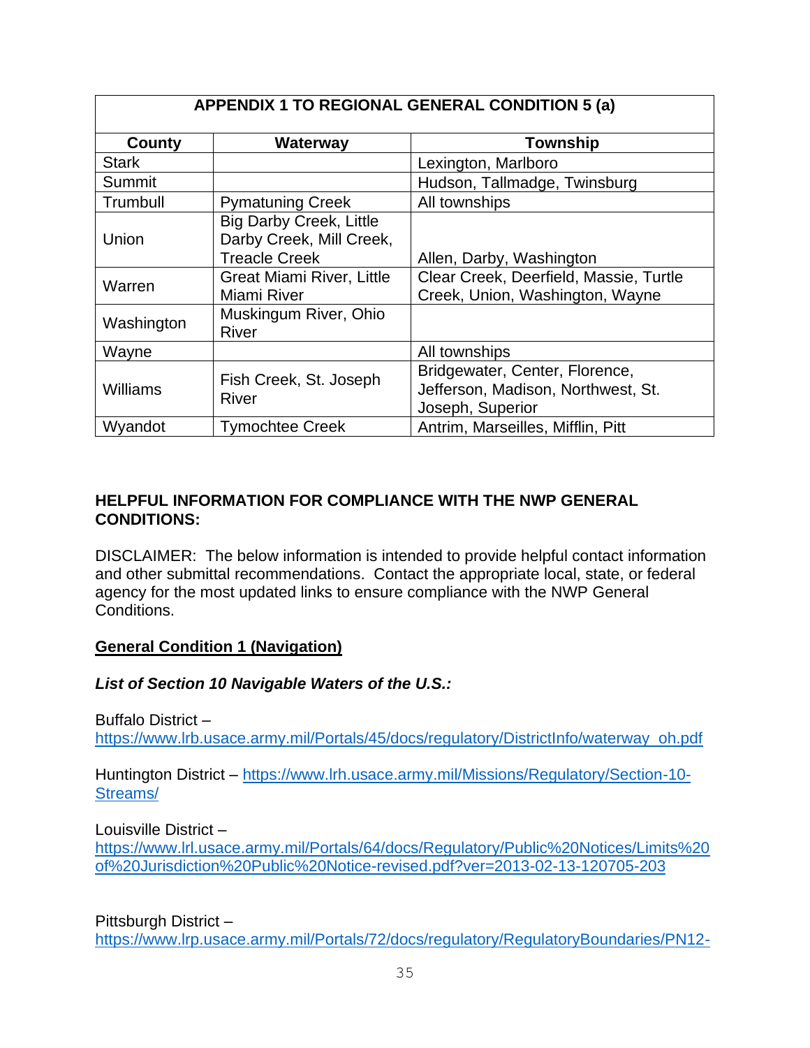| APPENDIX 1 TO REGIONAL GENERAL CONDITION 5 (a) | | |
|---|---|---|
| **County** | **Waterway** | **Township** |
| Stark | | Lexington, Marlboro |
| Summit | | Hudson, Tallmadge, Twinsburg |
| Trumbull | Pymatuning Creek | All townships |
| Union | Big Darby Creek, Little Darby Creek, Mill Creek, Treacle Creek | Allen, Darby, Washington |
| Warren | Great Miami River, Little Miami River | Clear Creek, Deerfield, Massie, Turtle Creek, Union, Washington, Wayne |
| Washington | Muskingum River, Ohio River | |
| Wayne | | All townships |
| Williams | Fish Creek, St. Joseph River | Bridgewater, Center, Florence, Jefferson, Madison, Northwest, St. Joseph, Superior |
| Wyandot | Tymochtee Creek | Antrim, Marseilles, Mifflin, Pitt |

**HELPFUL INFORMATION FOR COMPLIANCE WITH THE NWP GENERAL CONDITIONS:**

DISCLAIMER: The below information is intended to provide helpful contact information and other submittal recommendations. Contact the appropriate local, state, or federal agency for the most updated links to ensure compliance with the NWP General Conditions.

**General Condition 1 (Navigation)**

***List of Section 10 Navigable Waters of the U.S.:***

Buffalo District – https://www.lrb.usace.army.mil/Portals/45/docs/regulatory/DistrictInfo/waterway_oh.pdf

Huntington District – https://www.lrh.usace.army.mil/Missions/Regulatory/Section-10-Streams/

Louisville District – https://www.lrl.usace.army.mil/Portals/64/docs/Regulatory/Public%20Notices/Limits%20of%20Jurisdiction%20Public%20Notice-revised.pdf?ver=2013-02-13-120705-203

Pittsburgh District – https://www.lrp.usace.army.mil/Portals/72/docs/regulatory/RegulatoryBoundaries/PN12-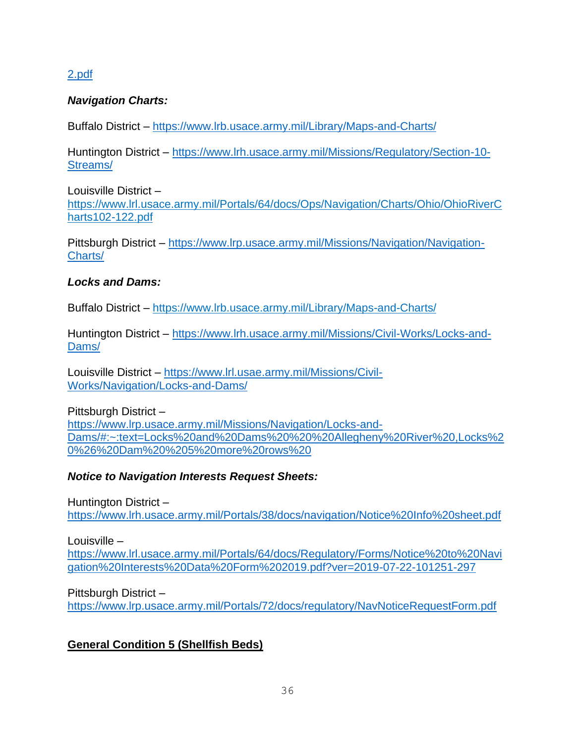2.pdf

***Navigation Charts:***

Buffalo District – https://www.lrb.usace.army.mil/Library/Maps-and-Charts/

Huntington District – https://www.lrh.usace.army.mil/Missions/Regulatory/Section-10-Streams/

Louisville District – https://www.lrl.usace.army.mil/Portals/64/docs/Ops/Navigation/Charts/Ohio/OhioRiverCharts102-122.pdf

Pittsburgh District – https://www.lrp.usace.army.mil/Missions/Navigation/Navigation-Charts/

***Locks and Dams:***

Buffalo District – https://www.lrb.usace.army.mil/Library/Maps-and-Charts/

Huntington District – https://www.lrh.usace.army.mil/Missions/Civil-Works/Locks-and-Dams/

Louisville District – https://www.lrl.usae.army.mil/Missions/Civil-Works/Navigation/Locks-and-Dams/

Pittsburgh District – https://www.lrp.usace.army.mil/Missions/Navigation/Locks-and-Dams/#:~:text=Locks%20and%20Dams%20%20%20Allegheny%20River%20,Locks%20%26%20Dam%20%205%20more%20rows%20

***Notice to Navigation Interests Request Sheets:***

Huntington District – https://www.lrh.usace.army.mil/Portals/38/docs/navigation/Notice%20Info%20sheet.pdf

Louisville – https://www.lrl.usace.army.mil/Portals/64/docs/Regulatory/Forms/Notice%20to%20Navigation%20Interests%20Data%20Form%202019.pdf?ver=2019-07-22-101251-297

Pittsburgh District – https://www.lrp.usace.army.mil/Portals/72/docs/regulatory/NavNoticeRequestForm.pdf

**General Condition 5 (Shellfish Beds)**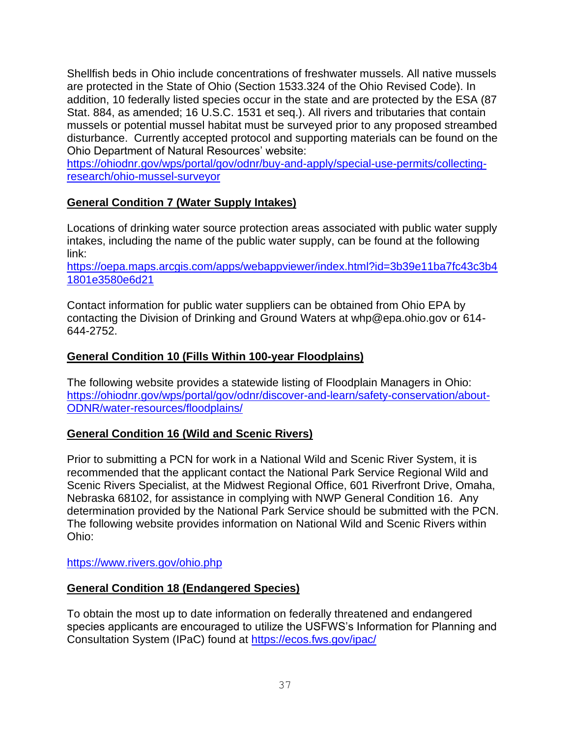Shellfish beds in Ohio include concentrations of freshwater mussels. All native mussels are protected in the State of Ohio (Section 1533.324 of the Ohio Revised Code). In addition, 10 federally listed species occur in the state and are protected by the ESA (87 Stat. 884, as amended; 16 U.S.C. 1531 et seq.). All rivers and tributaries that contain mussels or potential mussel habitat must be surveyed prior to any proposed streambed disturbance. Currently accepted protocol and supporting materials can be found on the Ohio Department of Natural Resources' website: [https://ohiodnr.gov/wps/portal/gov/odnr/buy-and-apply/special-use-permits/collecting-research/ohio-mussel-surveyor](https://ohiodnr.gov/wps/portal/gov/odnr/buy-and-apply/special-use-permits/collecting-research/ohio-mussel-surveyor)

**General Condition 7 (Water Supply Intakes)**

Locations of drinking water source protection areas associated with public water supply intakes, including the name of the public water supply, can be found at the following link: [https://oepa.maps.arcgis.com/apps/webappviewer/index.html?id=3b39e11ba7fc43c3b41801e3580e6d21](https://oepa.maps.arcgis.com/apps/webappviewer/index.html?id=3b39e11ba7fc43c3b41801e3580e6d21)

Contact information for public water suppliers can be obtained from Ohio EPA by contacting the Division of Drinking and Ground Waters at whp@epa.ohio.gov or 614-644-2752.

**General Condition 10 (Fills Within 100-year Floodplains)**

The following website provides a statewide listing of Floodplain Managers in Ohio: [https://ohiodnr.gov/wps/portal/gov/odnr/discover-and-learn/safety-conservation/about-ODNR/water-resources/floodplains/](https://ohiodnr.gov/wps/portal/gov/odnr/discover-and-learn/safety-conservation/about-ODNR/water-resources/floodplains/)

**General Condition 16 (Wild and Scenic Rivers)**

Prior to submitting a PCN for work in a National Wild and Scenic River System, it is recommended that the applicant contact the National Park Service Regional Wild and Scenic Rivers Specialist, at the Midwest Regional Office, 601 Riverfront Drive, Omaha, Nebraska 68102, for assistance in complying with NWP General Condition 16. Any determination provided by the National Park Service should be submitted with the PCN. The following website provides information on National Wild and Scenic Rivers within Ohio:

[https://www.rivers.gov/ohio.php](https://www.rivers.gov/ohio.php)

**General Condition 18 (Endangered Species)**

To obtain the most up to date information on federally threatened and endangered species applicants are encouraged to utilize the USFWS's Information for Planning and Consultation System (IPaC) found at [https://ecos.fws.gov/ipac/](https://ecos.fws.gov/ipac/)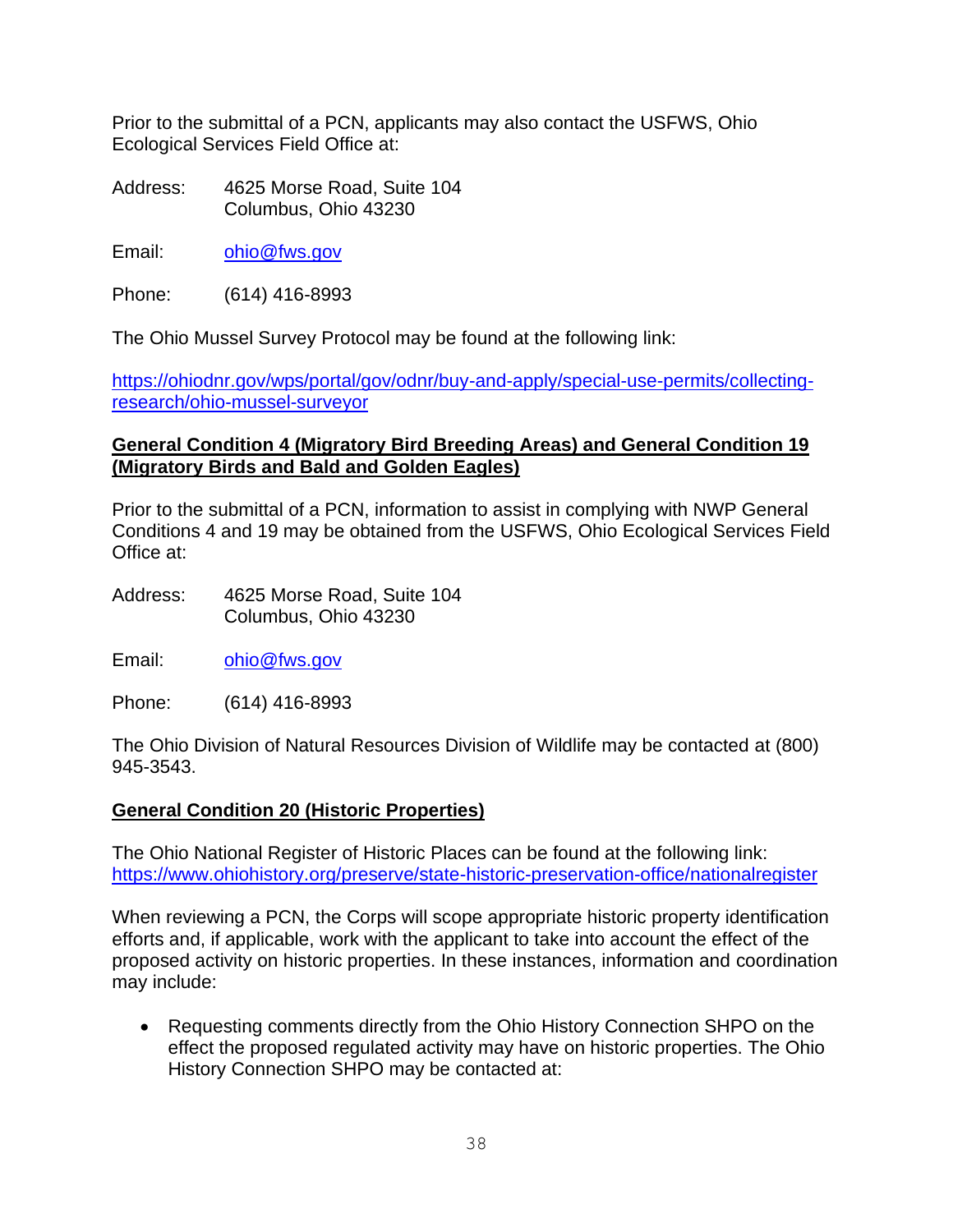Prior to the submittal of a PCN, applicants may also contact the USFWS, Ohio Ecological Services Field Office at:

Address: 4625 Morse Road, Suite 104
Columbus, Ohio 43230

Email: ohio@fws.gov

Phone: (614) 416-8993

The Ohio Mussel Survey Protocol may be found at the following link:

https://ohiodnr.gov/wps/portal/gov/odnr/buy-and-apply/special-use-permits/collecting-research/ohio-mussel-surveyor

**General Condition 4 (Migratory Bird Breeding Areas) and General Condition 19 (Migratory Birds and Bald and Golden Eagles)**

Prior to the submittal of a PCN, information to assist in complying with NWP General Conditions 4 and 19 may be obtained from the USFWS, Ohio Ecological Services Field Office at:

Address: 4625 Morse Road, Suite 104
Columbus, Ohio 43230

Email: ohio@fws.gov

Phone: (614) 416-8993

The Ohio Division of Natural Resources Division of Wildlife may be contacted at (800) 945-3543.

**General Condition 20 (Historic Properties)**

The Ohio National Register of Historic Places can be found at the following link: https://www.ohiohistory.org/preserve/state-historic-preservation-office/nationalregister

When reviewing a PCN, the Corps will scope appropriate historic property identification efforts and, if applicable, work with the applicant to take into account the effect of the proposed activity on historic properties. In these instances, information and coordination may include:

- Requesting comments directly from the Ohio History Connection SHPO on the effect the proposed regulated activity may have on historic properties. The Ohio History Connection SHPO may be contacted at: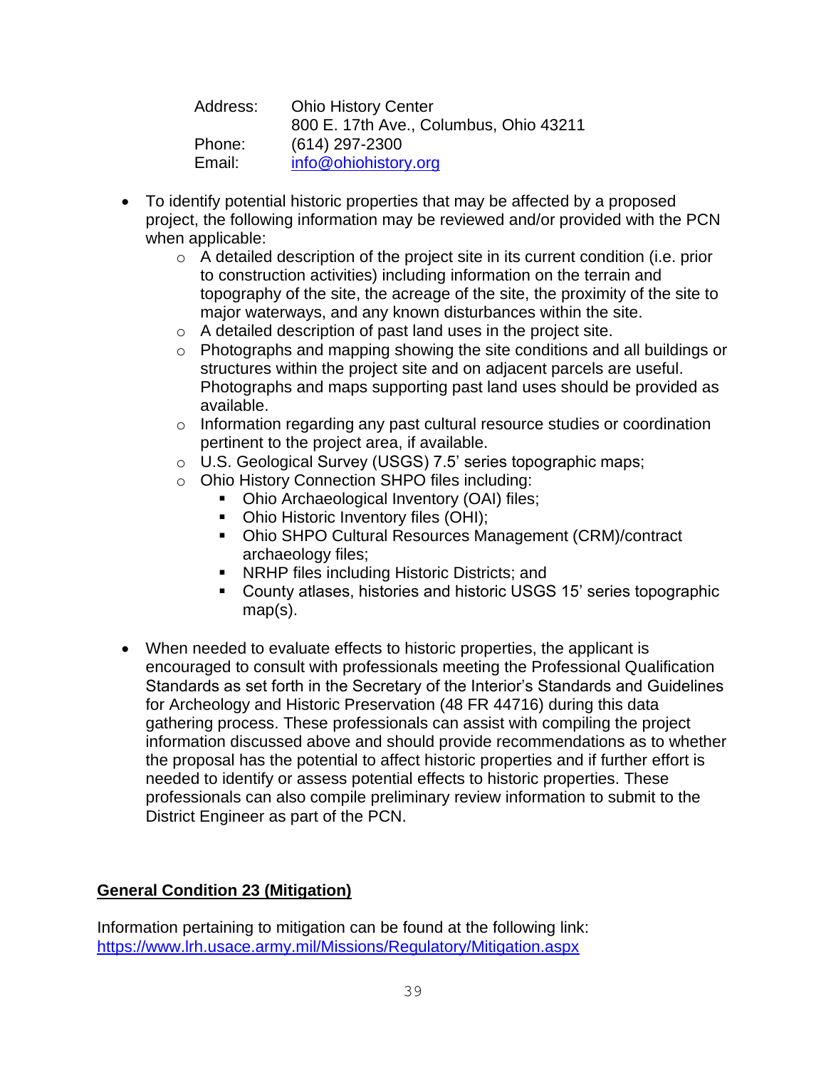Address: Ohio History Center
800 E. 17th Ave., Columbus, Ohio 43211
Phone: (614) 297-2300
Email: info@ohiohistory.org

- To identify potential historic properties that may be affected by a proposed project, the following information may be reviewed and/or provided with the PCN when applicable:
  - A detailed description of the project site in its current condition (i.e. prior to construction activities) including information on the terrain and topography of the site, the acreage of the site, the proximity of the site to major waterways, and any known disturbances within the site.
  - A detailed description of past land uses in the project site.
  - Photographs and mapping showing the site conditions and all buildings or structures within the project site and on adjacent parcels are useful. Photographs and maps supporting past land uses should be provided as available.
  - Information regarding any past cultural resource studies or coordination pertinent to the project area, if available.
  - U.S. Geological Survey (USGS) 7.5' series topographic maps;
  - Ohio History Connection SHPO files including:
    - Ohio Archaeological Inventory (OAI) files;
    - Ohio Historic Inventory files (OHI);
    - Ohio SHPO Cultural Resources Management (CRM)/contract archaeology files;
    - NRHP files including Historic Districts; and
    - County atlases, histories and historic USGS 15' series topographic map(s).

- When needed to evaluate effects to historic properties, the applicant is encouraged to consult with professionals meeting the Professional Qualification Standards as set forth in the Secretary of the Interior's Standards and Guidelines for Archeology and Historic Preservation (48 FR 44716) during this data gathering process. These professionals can assist with compiling the project information discussed above and should provide recommendations as to whether the proposal has the potential to affect historic properties and if further effort is needed to identify or assess potential effects to historic properties. These professionals can also compile preliminary review information to submit to the District Engineer as part of the PCN.

**General Condition 23 (Mitigation)**

Information pertaining to mitigation can be found at the following link: https://www.lrh.usace.army.mil/Missions/Regulatory/Mitigation.aspx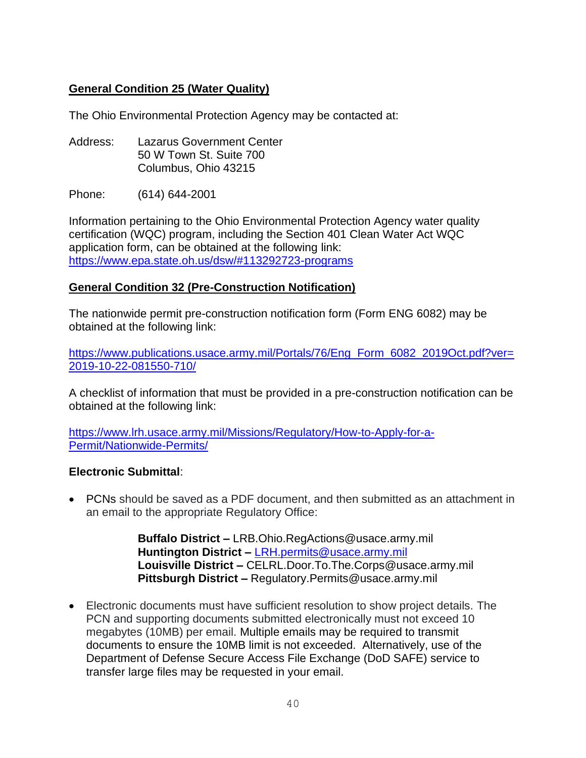**General Condition 25 (Water Quality)**

The Ohio Environmental Protection Agency may be contacted at:

Address: Lazarus Government Center
50 W Town St. Suite 700
Columbus, Ohio 43215

Phone: (614) 644-2001

Information pertaining to the Ohio Environmental Protection Agency water quality certification (WQC) program, including the Section 401 Clean Water Act WQC application form, can be obtained at the following link: https://www.epa.state.oh.us/dsw/#113292723-programs

**General Condition 32 (Pre-Construction Notification)**

The nationwide permit pre-construction notification form (Form ENG 6082) may be obtained at the following link:

https://www.publications.usace.army.mil/Portals/76/Eng_Form_6082_2019Oct.pdf?ver=2019-10-22-081550-710/

A checklist of information that must be provided in a pre-construction notification can be obtained at the following link:

https://www.lrh.usace.army.mil/Missions/Regulatory/How-to-Apply-for-a-Permit/Nationwide-Permits/

**Electronic Submittal**:

- PCNs should be saved as a PDF document, and then submitted as an attachment in an email to the appropriate Regulatory Office:

  **Buffalo District –** LRB.Ohio.RegActions@usace.army.mil
  **Huntington District –** LRH.permits@usace.army.mil
  **Louisville District –** CELRL.Door.To.The.Corps@usace.army.mil
  **Pittsburgh District –** Regulatory.Permits@usace.army.mil

- Electronic documents must have sufficient resolution to show project details. The PCN and supporting documents submitted electronically must not exceed 10 megabytes (10MB) per email. Multiple emails may be required to transmit documents to ensure the 10MB limit is not exceeded. Alternatively, use of the Department of Defense Secure Access File Exchange (DoD SAFE) service to transfer large files may be requested in your email.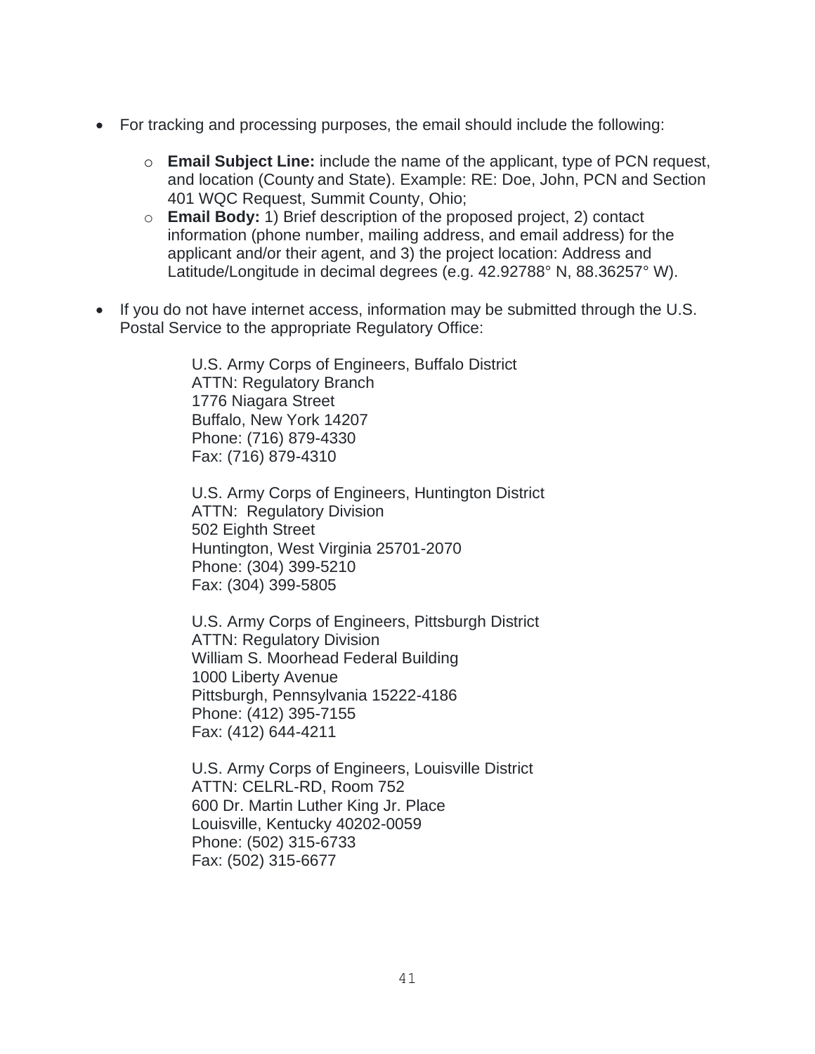- For tracking and processing purposes, the email should include the following:
  - **Email Subject Line:** include the name of the applicant, type of PCN request, and location (County and State). Example: RE: Doe, John, PCN and Section 401 WQC Request, Summit County, Ohio;
  - **Email Body:** 1) Brief description of the proposed project, 2) contact information (phone number, mailing address, and email address) for the applicant and/or their agent, and 3) the project location: Address and Latitude/Longitude in decimal degrees (e.g. 42.92788° N, 88.36257° W).

- If you do not have internet access, information may be submitted through the U.S. Postal Service to the appropriate Regulatory Office:

  U.S. Army Corps of Engineers, Buffalo District
  ATTN: Regulatory Branch
  1776 Niagara Street
  Buffalo, New York 14207
  Phone: (716) 879-4330
  Fax: (716) 879-4310

  U.S. Army Corps of Engineers, Huntington District
  ATTN: Regulatory Division
  502 Eighth Street
  Huntington, West Virginia 25701-2070
  Phone: (304) 399-5210
  Fax: (304) 399-5805

  U.S. Army Corps of Engineers, Pittsburgh District
  ATTN: Regulatory Division
  William S. Moorhead Federal Building
  1000 Liberty Avenue
  Pittsburgh, Pennsylvania 15222-4186
  Phone: (412) 395-7155
  Fax: (412) 644-4211

  U.S. Army Corps of Engineers, Louisville District
  ATTN: CELRL-RD, Room 752
  600 Dr. Martin Luther King Jr. Place
  Louisville, Kentucky 40202-0059
  Phone: (502) 315-6733
  Fax: (502) 315-6677